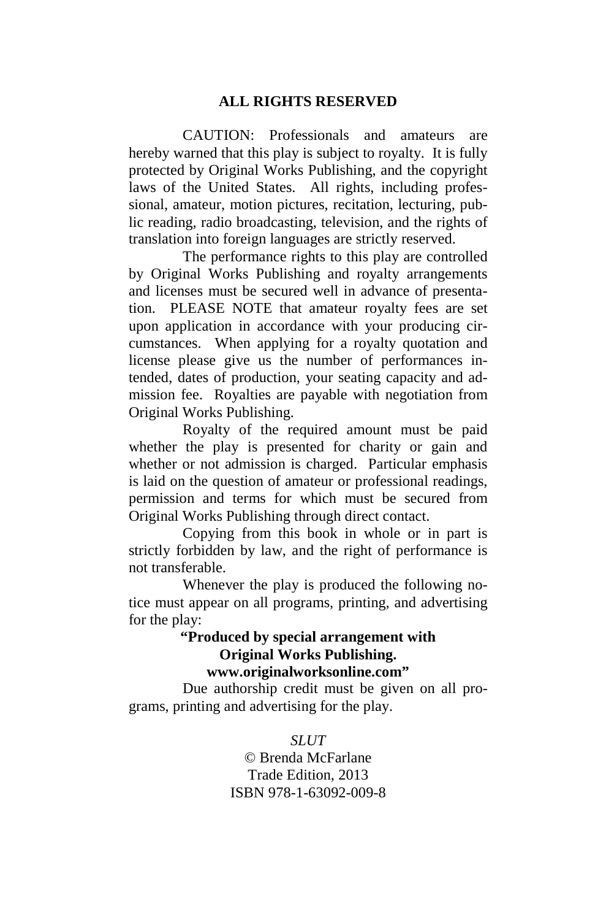**ALL RIGHTS RESERVED**

CAUTION: Professionals and amateurs are hereby warned that this play is subject to royalty. It is fully protected by Original Works Publishing, and the copyright laws of the United States. All rights, including professional, amateur, motion pictures, recitation, lecturing, public reading, radio broadcasting, television, and the rights of translation into foreign languages are strictly reserved.

The performance rights to this play are controlled by Original Works Publishing and royalty arrangements and licenses must be secured well in advance of presentation. PLEASE NOTE that amateur royalty fees are set upon application in accordance with your producing circumstances. When applying for a royalty quotation and license please give us the number of performances intended, dates of production, your seating capacity and admission fee. Royalties are payable with negotiation from Original Works Publishing.

Royalty of the required amount must be paid whether the play is presented for charity or gain and whether or not admission is charged. Particular emphasis is laid on the question of amateur or professional readings, permission and terms for which must be secured from Original Works Publishing through direct contact.

Copying from this book in whole or in part is strictly forbidden by law, and the right of performance is not transferable.

Whenever the play is produced the following notice must appear on all programs, printing, and advertising for the play:

**"Produced by special arrangement with Original Works Publishing. www.originalworksonline.com"**

Due authorship credit must be given on all programs, printing and advertising for the play.

*SLUT*
© Brenda McFarlane
Trade Edition, 2013
ISBN 978-1-63092-009-8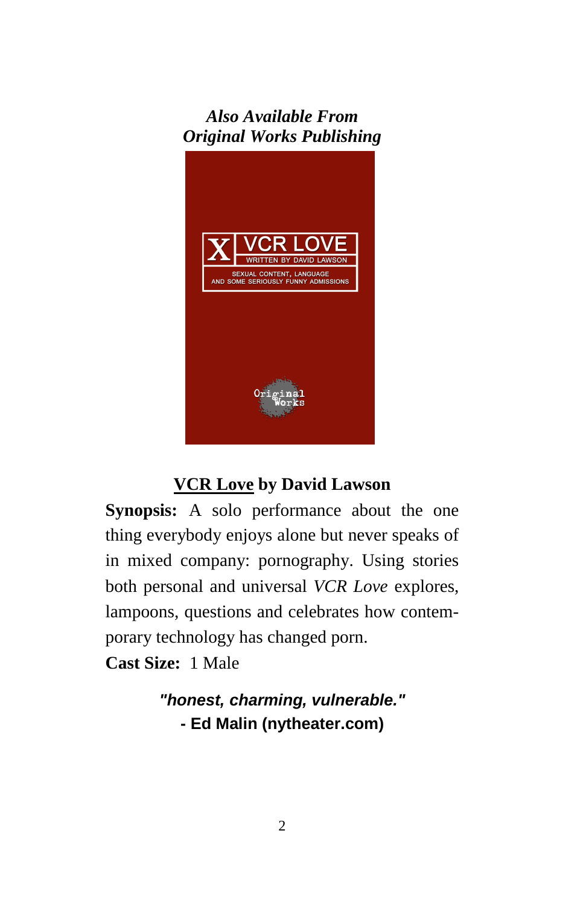***Also Available From***
***Original Works Publishing***

X VCR LOVE
WRITTEN BY DAVID LAWSON
SEXUAL CONTENT, LANGUAGE
AND SOME SERIOUSLY FUNNY ADMISSIONS

Original Works

**VCR Love by David Lawson**

**Synopsis:** A solo performance about the one thing everybody enjoys alone but never speaks of in mixed company: pornography. Using stories both personal and universal *VCR Love* explores, lampoons, questions and celebrates how contemporary technology has changed porn.

**Cast Size:** 1 Male

***"honest, charming, vulnerable."***
**- Ed Malin (nytheater.com)**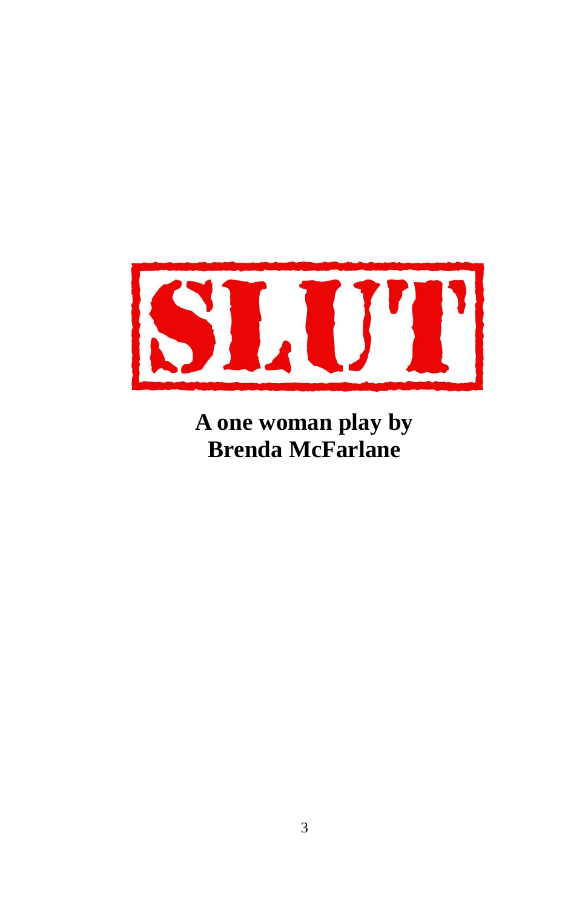# SLUT

**A one woman play by Brenda McFarlane**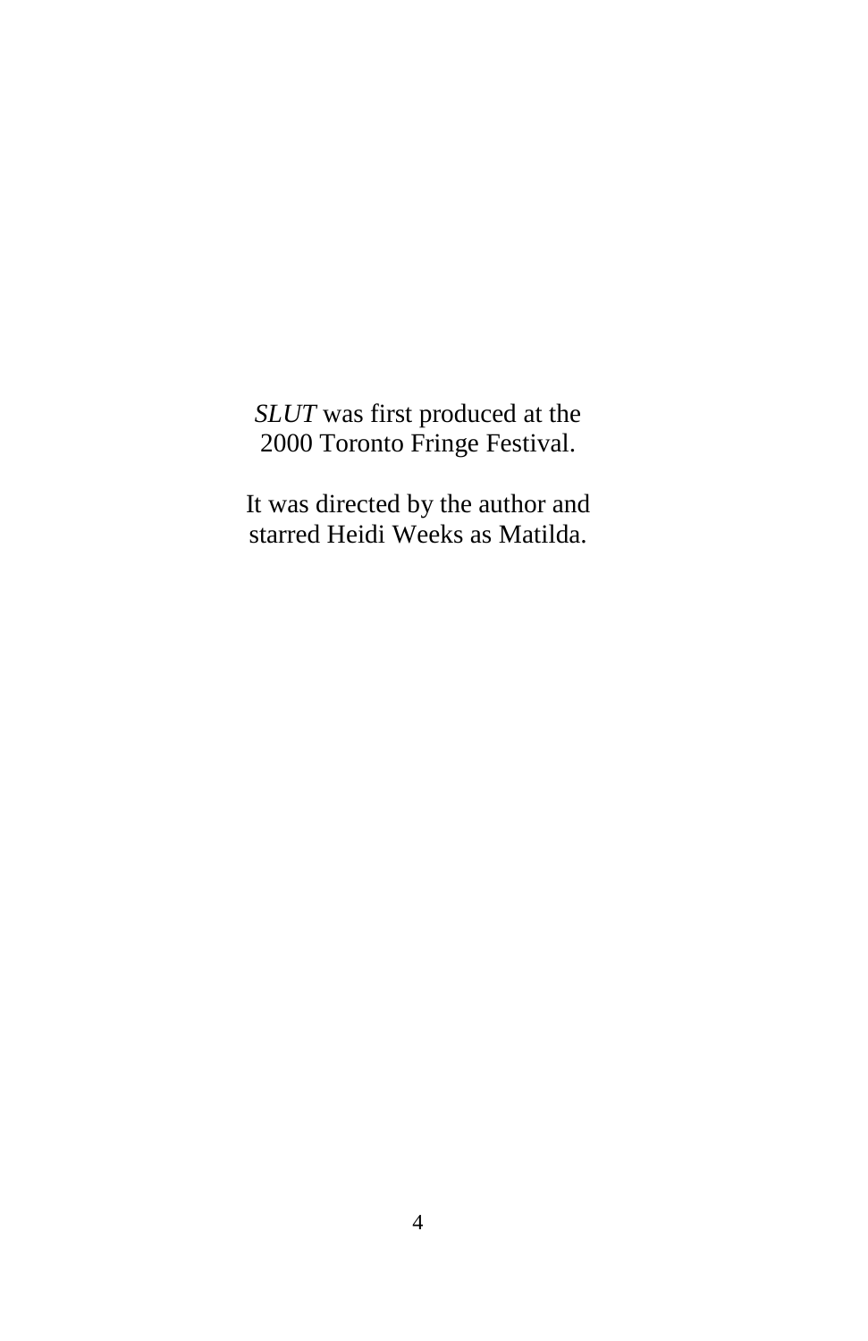*SLUT* was first produced at the
2000 Toronto Fringe Festival.

It was directed by the author and
starred Heidi Weeks as Matilda.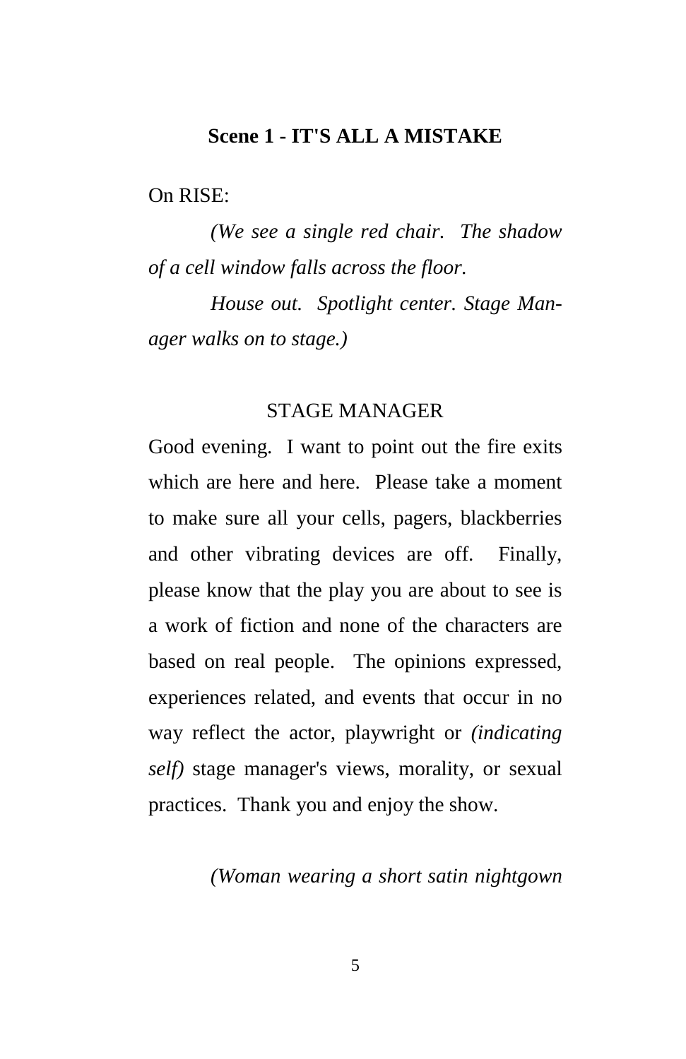## Scene 1 - IT'S ALL A MISTAKE

On RISE:

*(We see a single red chair. The shadow of a cell window falls across the floor.*

*House out. Spotlight center. Stage Manager walks on to stage.)*

STAGE MANAGER

Good evening. I want to point out the fire exits which are here and here. Please take a moment to make sure all your cells, pagers, blackberries and other vibrating devices are off. Finally, please know that the play you are about to see is a work of fiction and none of the characters are based on real people. The opinions expressed, experiences related, and events that occur in no way reflect the actor, playwright or *(indicating self)* stage manager's views, morality, or sexual practices. Thank you and enjoy the show.

*(Woman wearing a short satin nightgown*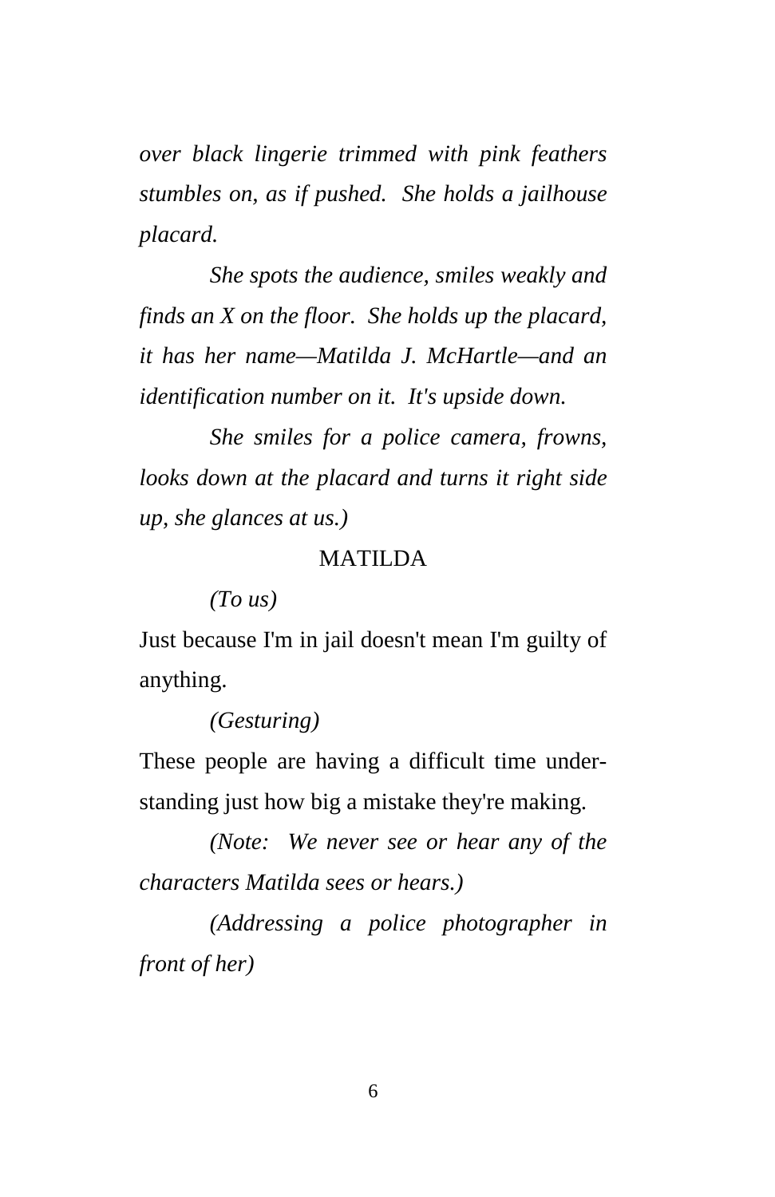*over black lingerie trimmed with pink feathers stumbles on, as if pushed. She holds a jailhouse placard.*

*She spots the audience, smiles weakly and finds an X on the floor. She holds up the placard, it has her name—Matilda J. McHartle—and an identification number on it. It's upside down.*

*She smiles for a police camera, frowns, looks down at the placard and turns it right side up, she glances at us.)*

MATILDA

*(To us)*

Just because I'm in jail doesn't mean I'm guilty of anything.

*(Gesturing)*

These people are having a difficult time understanding just how big a mistake they're making.

*(Note: We never see or hear any of the characters Matilda sees or hears.)*

*(Addressing a police photographer in front of her)*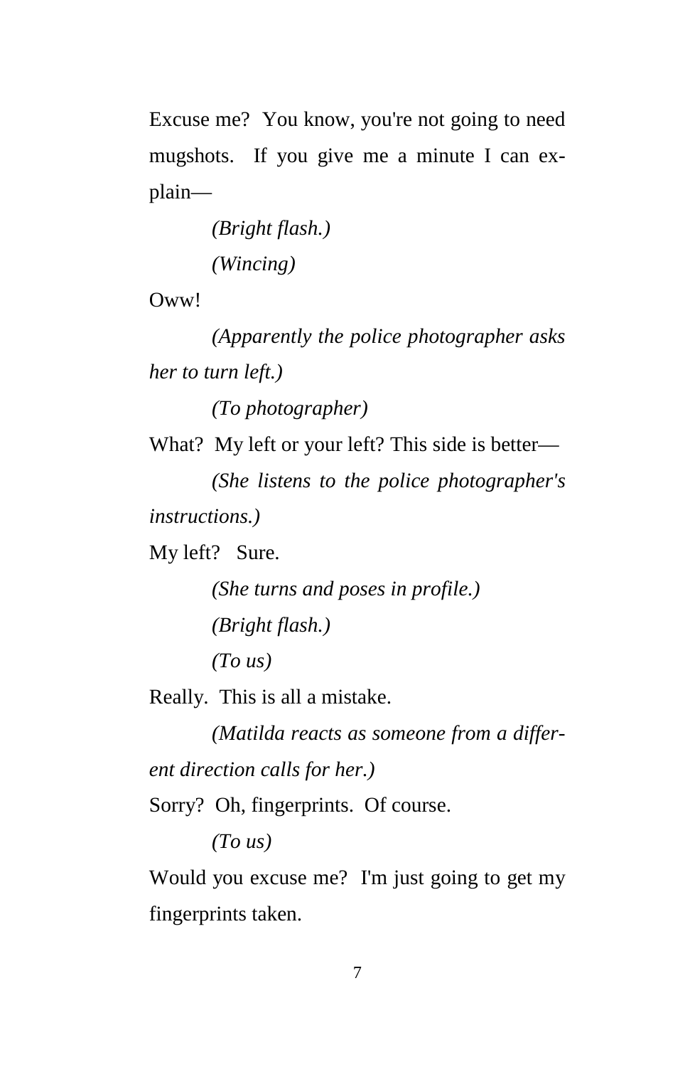Excuse me? You know, you're not going to need mugshots. If you give me a minute I can explain—

*(Bright flash.)*

*(Wincing)*

Oww!

*(Apparently the police photographer asks her to turn left.)*

*(To photographer)*

What? My left or your left? This side is better—

*(She listens to the police photographer's instructions.)*

My left? Sure.

*(She turns and poses in profile.)*

*(Bright flash.)*

*(To us)*

Really. This is all a mistake.

*(Matilda reacts as someone from a different direction calls for her.)*

Sorry? Oh, fingerprints. Of course.

*(To us)*

Would you excuse me? I'm just going to get my fingerprints taken.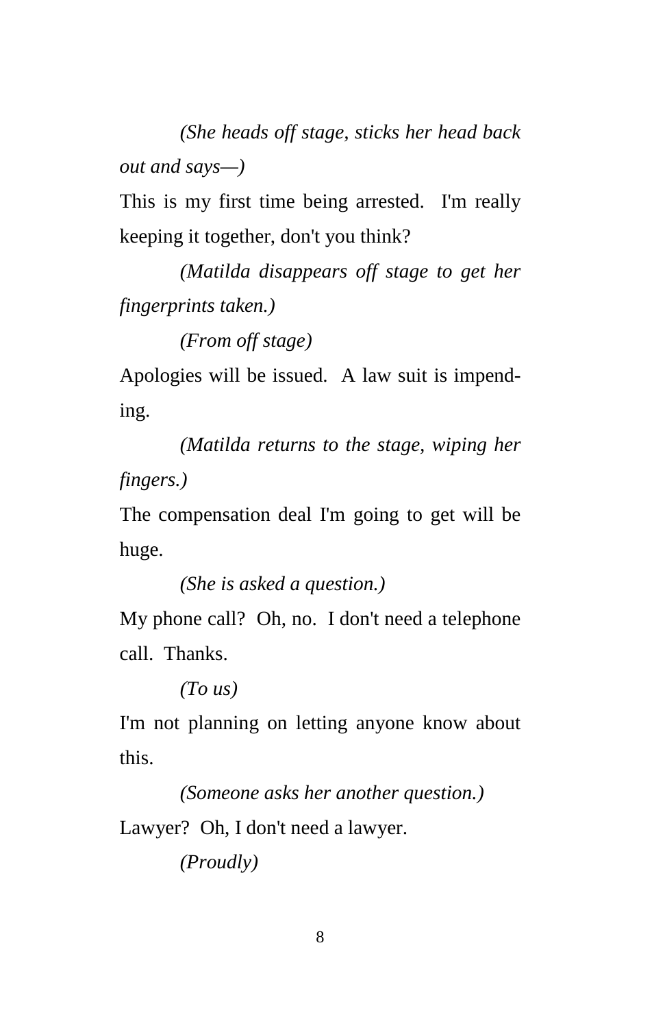*(She heads off stage, sticks her head back out and says—)*

This is my first time being arrested. I'm really keeping it together, don't you think?

*(Matilda disappears off stage to get her fingerprints taken.)*

*(From off stage)*

Apologies will be issued. A law suit is impending.

*(Matilda returns to the stage, wiping her fingers.)*

The compensation deal I'm going to get will be huge.

*(She is asked a question.)*

My phone call? Oh, no. I don't need a telephone call. Thanks.

*(To us)*

I'm not planning on letting anyone know about this.

*(Someone asks her another question.)*

Lawyer? Oh, I don't need a lawyer.

*(Proudly)*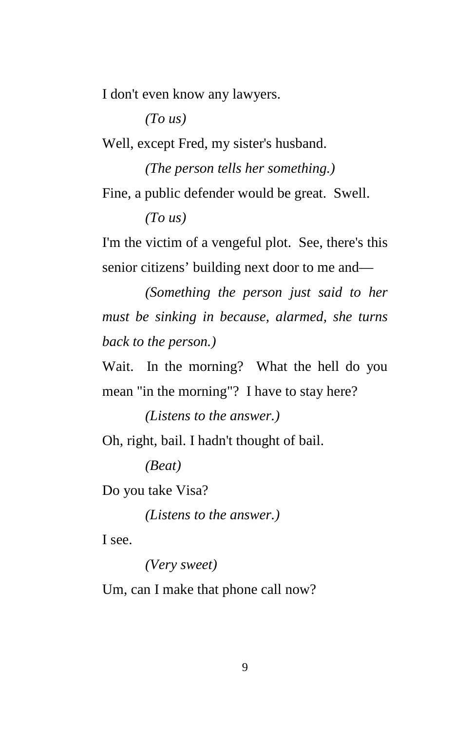I don't even know any lawyers.

*(To us)*

Well, except Fred, my sister's husband.

*(The person tells her something.)*

Fine, a public defender would be great. Swell.

*(To us)*

I'm the victim of a vengeful plot. See, there's this senior citizens' building next door to me and—

*(Something the person just said to her must be sinking in because, alarmed, she turns back to the person.)*

Wait. In the morning? What the hell do you mean "in the morning"? I have to stay here?

*(Listens to the answer.)*

Oh, right, bail. I hadn't thought of bail.

*(Beat)*

Do you take Visa?

*(Listens to the answer.)*

I see.

*(Very sweet)*

Um, can I make that phone call now?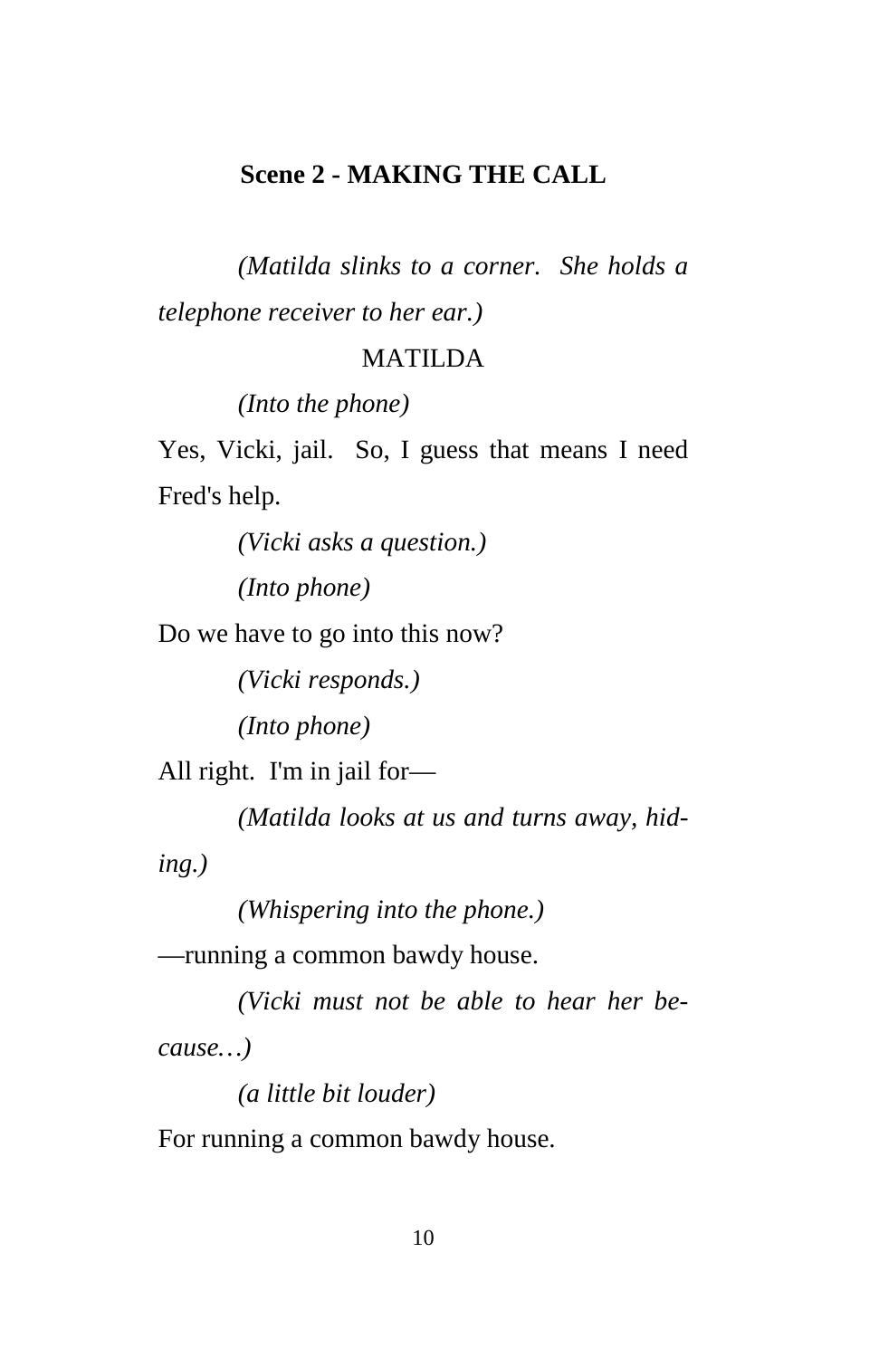## Scene 2 - MAKING THE CALL

*(Matilda slinks to a corner. She holds a telephone receiver to her ear.)*

MATILDA

*(Into the phone)*

Yes, Vicki, jail. So, I guess that means I need Fred's help.

*(Vicki asks a question.)*

*(Into phone)*

Do we have to go into this now?

*(Vicki responds.)*

*(Into phone)*

All right. I'm in jail for—

*(Matilda looks at us and turns away, hiding.)*

*(Whispering into the phone.)*

—running a common bawdy house.

*(Vicki must not be able to hear her because…)*

*(a little bit louder)*

For running a common bawdy house.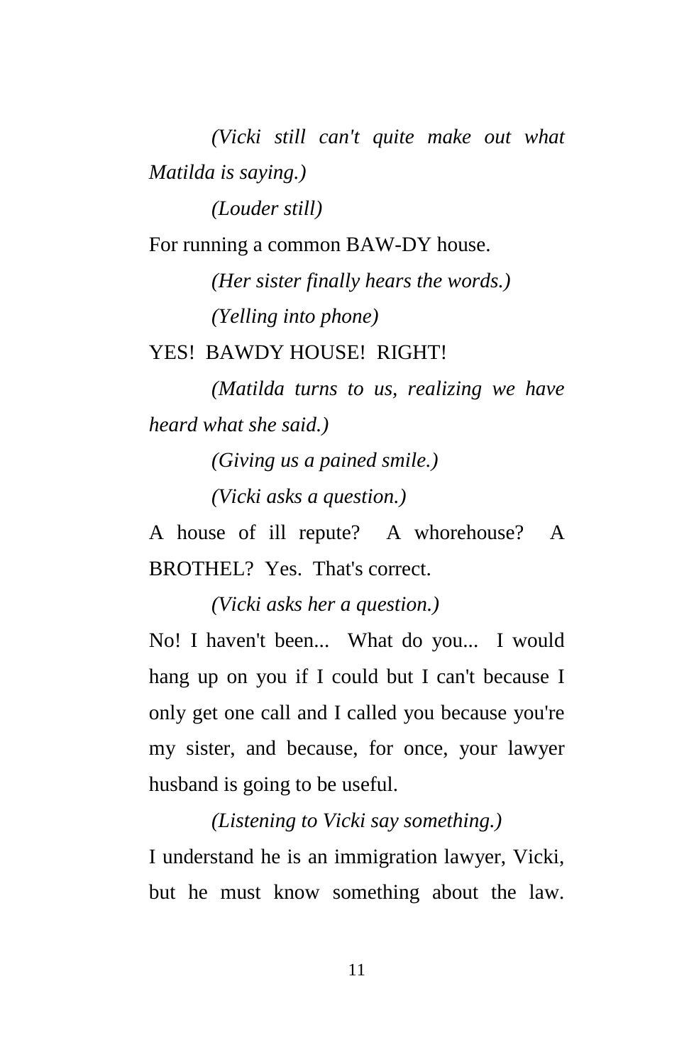*(Vicki still can't quite make out what Matilda is saying.)*

*(Louder still)*

For running a common BAW-DY house.

*(Her sister finally hears the words.)*

*(Yelling into phone)*

YES!  BAWDY HOUSE!  RIGHT!

*(Matilda turns to us, realizing we have heard what she said.)*

*(Giving us a pained smile.)*

*(Vicki asks a question.)*

A house of ill repute?  A whorehouse?  A BROTHEL?  Yes.  That's correct.

*(Vicki asks her a question.)*

No! I haven't been...  What do you...  I would hang up on you if I could but I can't because I only get one call and I called you because you're my sister, and because, for once, your lawyer husband is going to be useful.

*(Listening to Vicki say something.)*

I understand he is an immigration lawyer, Vicki, but he must know something about the law.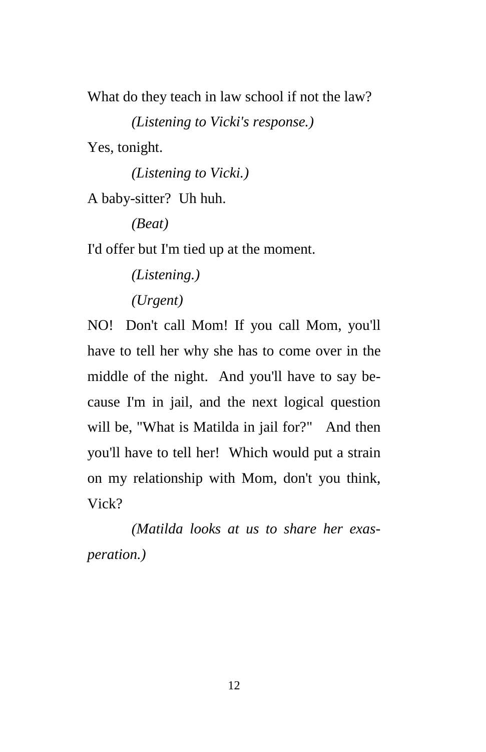What do they teach in law school if not the law?

*(Listening to Vicki's response.)*

Yes, tonight.

*(Listening to Vicki.)*

A baby-sitter? Uh huh.

*(Beat)*

I'd offer but I'm tied up at the moment.

*(Listening.)*

*(Urgent)*

NO! Don't call Mom! If you call Mom, you'll have to tell her why she has to come over in the middle of the night. And you'll have to say because I'm in jail, and the next logical question will be, "What is Matilda in jail for?" And then you'll have to tell her! Which would put a strain on my relationship with Mom, don't you think, Vick?

*(Matilda looks at us to share her exasperation.)*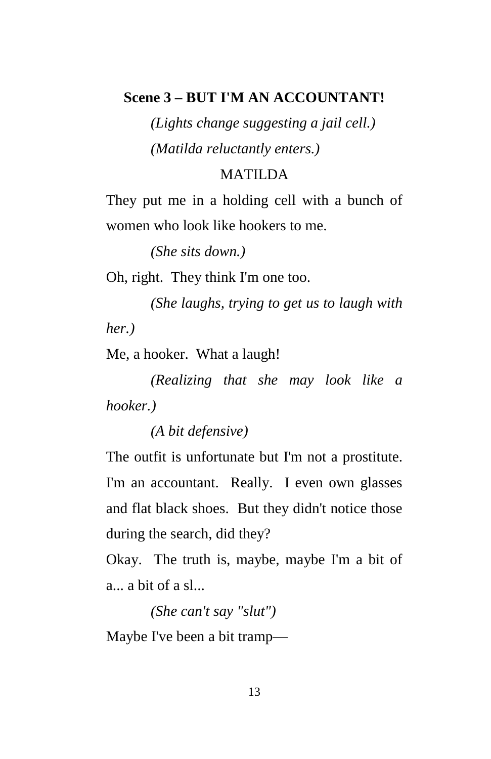**Scene 3 – BUT I'M AN ACCOUNTANT!**

*(Lights change suggesting a jail cell.)*

*(Matilda reluctantly enters.)*

MATILDA

They put me in a holding cell with a bunch of women who look like hookers to me.

*(She sits down.)*

Oh, right. They think I'm one too.

*(She laughs, trying to get us to laugh with her.)*

Me, a hooker. What a laugh!

*(Realizing that she may look like a hooker.)*

*(A bit defensive)*

The outfit is unfortunate but I'm not a prostitute. I'm an accountant. Really. I even own glasses and flat black shoes. But they didn't notice those during the search, did they?

Okay. The truth is, maybe, maybe I'm a bit of a... a bit of a sl...

*(She can't say "slut")*

Maybe I've been a bit tramp—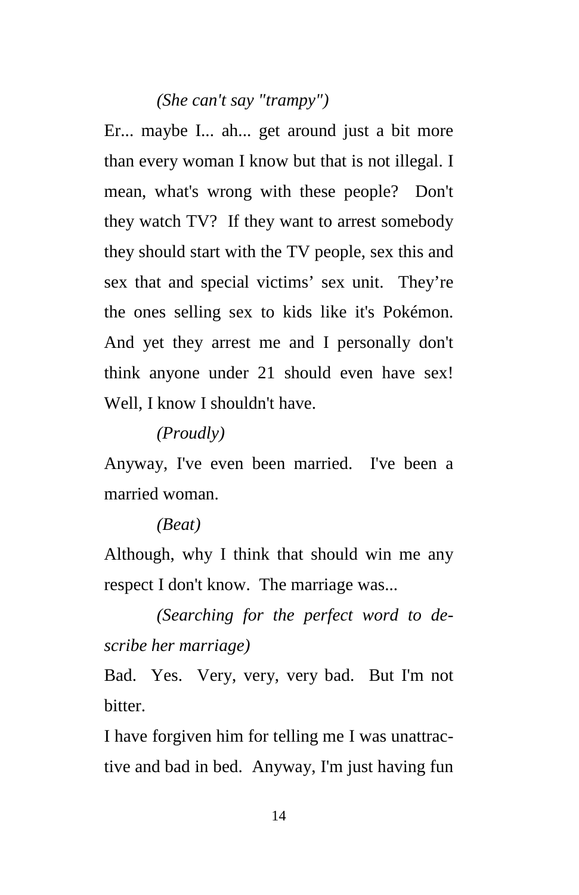*(She can't say "trampy")*

Er... maybe I... ah... get around just a bit more than every woman I know but that is not illegal. I mean, what's wrong with these people? Don't they watch TV? If they want to arrest somebody they should start with the TV people, sex this and sex that and special victims' sex unit. They're the ones selling sex to kids like it's Pokémon. And yet they arrest me and I personally don't think anyone under 21 should even have sex! Well, I know I shouldn't have.

*(Proudly)*

Anyway, I've even been married. I've been a married woman.

*(Beat)*

Although, why I think that should win me any respect I don't know. The marriage was...

*(Searching for the perfect word to describe her marriage)*

Bad. Yes. Very, very, very bad. But I'm not bitter.

I have forgiven him for telling me I was unattractive and bad in bed. Anyway, I'm just having fun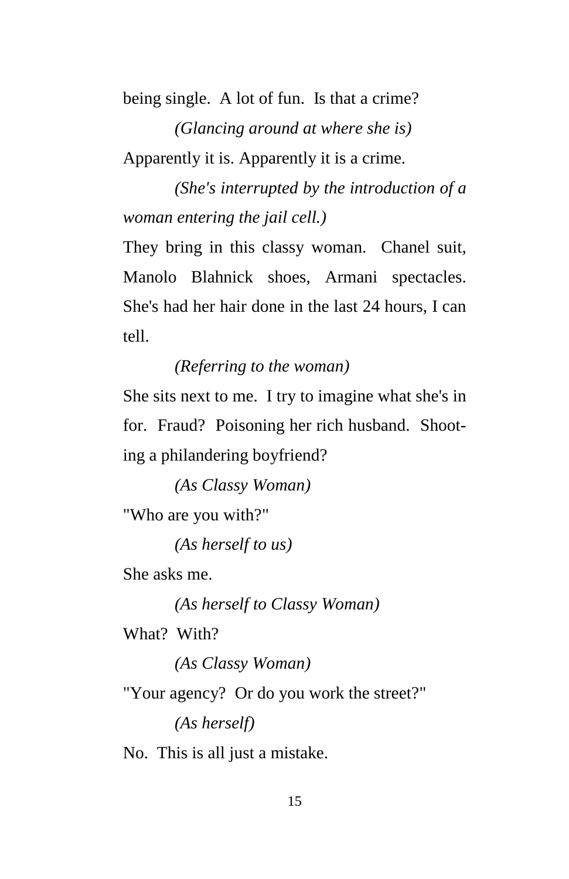being single. A lot of fun. Is that a crime?

*(Glancing around at where she is)*

Apparently it is. Apparently it is a crime.

*(She's interrupted by the introduction of a woman entering the jail cell.)*

They bring in this classy woman. Chanel suit, Manolo Blahnick shoes, Armani spectacles. She's had her hair done in the last 24 hours, I can tell.

*(Referring to the woman)*

She sits next to me. I try to imagine what she's in for. Fraud? Poisoning her rich husband. Shooting a philandering boyfriend?

*(As Classy Woman)*

"Who are you with?"

*(As herself to us)*

She asks me.

*(As herself to Classy Woman)*

What? With?

*(As Classy Woman)*

"Your agency? Or do you work the street?"

*(As herself)*

No. This is all just a mistake.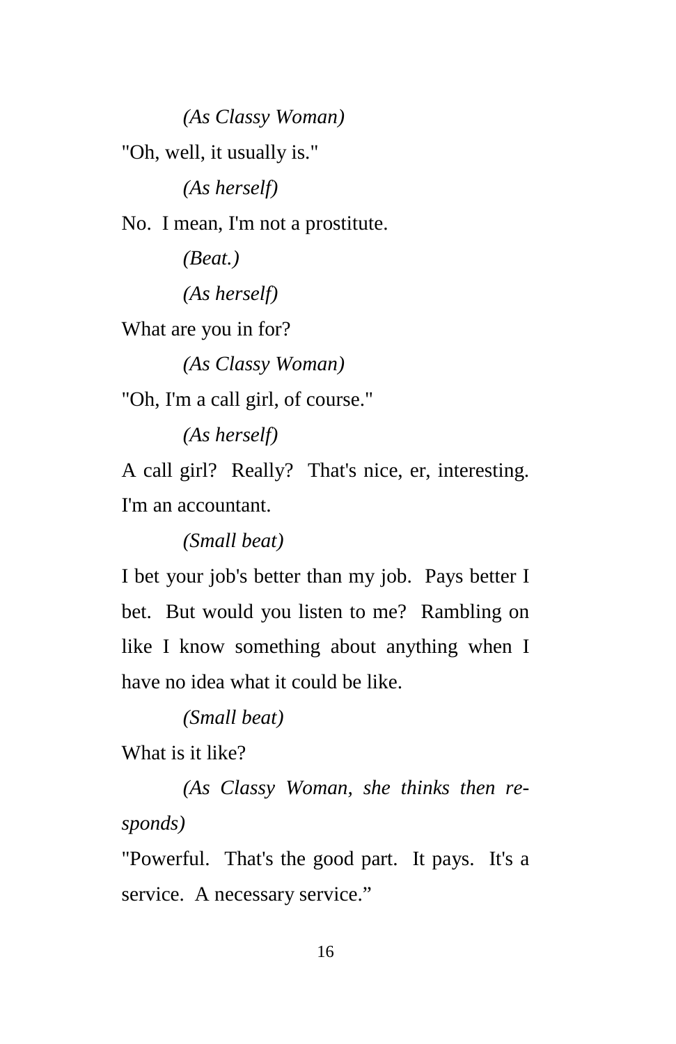*(As Classy Woman)*

"Oh, well, it usually is."

*(As herself)*

No.  I mean, I'm not a prostitute.

*(Beat.)*

*(As herself)*

What are you in for?

*(As Classy Woman)*

"Oh, I'm a call girl, of course."

*(As herself)*

A call girl?  Really?  That's nice, er, interesting. I'm an accountant.

*(Small beat)*

I bet your job's better than my job.  Pays better I bet.  But would you listen to me?  Rambling on like I know something about anything when I have no idea what it could be like.

*(Small beat)*

What is it like?

*(As Classy Woman, she thinks then responds)*

"Powerful.  That's the good part.  It pays.  It's a service.  A necessary service."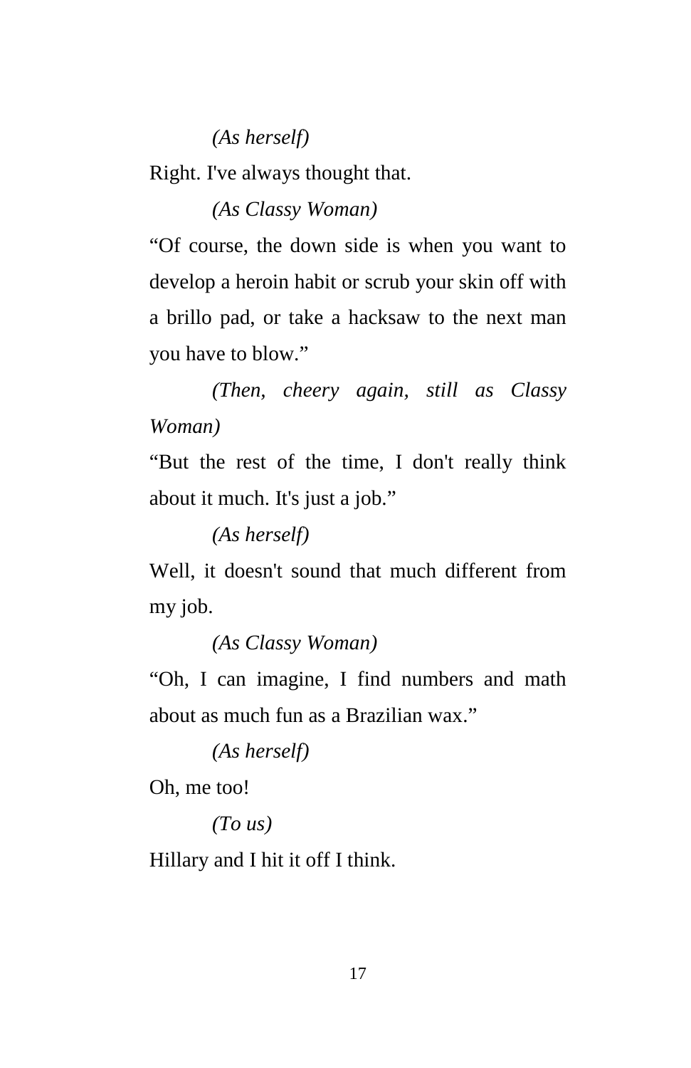*(As herself)*

Right. I've always thought that.

*(As Classy Woman)*

“Of course, the down side is when you want to develop a heroin habit or scrub your skin off with a brillo pad, or take a hacksaw to the next man you have to blow.”

*(Then, cheery again, still as Classy Woman)*

“But the rest of the time, I don't really think about it much. It's just a job.”

*(As herself)*

Well, it doesn't sound that much different from my job.

*(As Classy Woman)*

“Oh, I can imagine, I find numbers and math about as much fun as a Brazilian wax.”

*(As herself)*

Oh, me too!

*(To us)*

Hillary and I hit it off I think.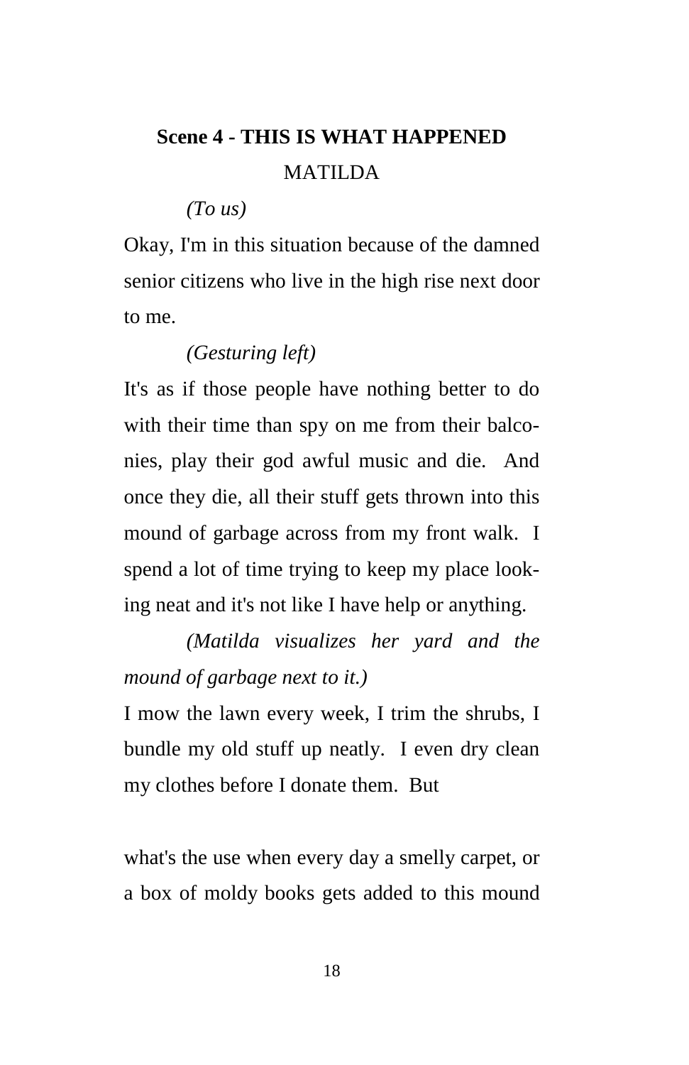## Scene 4 - THIS IS WHAT HAPPENED

MATILDA

*(To us)*

Okay, I'm in this situation because of the damned senior citizens who live in the high rise next door to me.

*(Gesturing left)*

It's as if those people have nothing better to do with their time than spy on me from their balconies, play their god awful music and die. And once they die, all their stuff gets thrown into this mound of garbage across from my front walk. I spend a lot of time trying to keep my place looking neat and it's not like I have help or anything.

*(Matilda visualizes her yard and the mound of garbage next to it.)*

I mow the lawn every week, I trim the shrubs, I bundle my old stuff up neatly. I even dry clean my clothes before I donate them. But

what's the use when every day a smelly carpet, or a box of moldy books gets added to this mound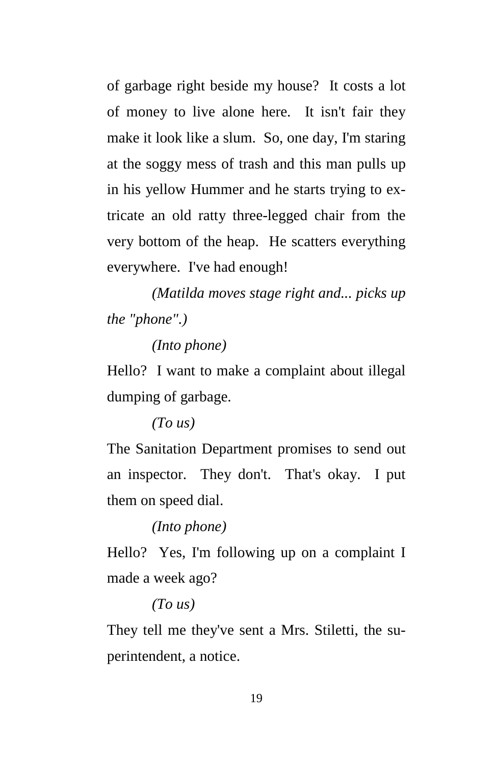of garbage right beside my house? It costs a lot of money to live alone here. It isn't fair they make it look like a slum. So, one day, I'm staring at the soggy mess of trash and this man pulls up in his yellow Hummer and he starts trying to extricate an old ratty three-legged chair from the very bottom of the heap. He scatters everything everywhere. I've had enough!

*(Matilda moves stage right and... picks up the "phone".)*

*(Into phone)*

Hello? I want to make a complaint about illegal dumping of garbage.

*(To us)*

The Sanitation Department promises to send out an inspector. They don't. That's okay. I put them on speed dial.

*(Into phone)*

Hello? Yes, I'm following up on a complaint I made a week ago?

*(To us)*

They tell me they've sent a Mrs. Stiletti, the superintendent, a notice.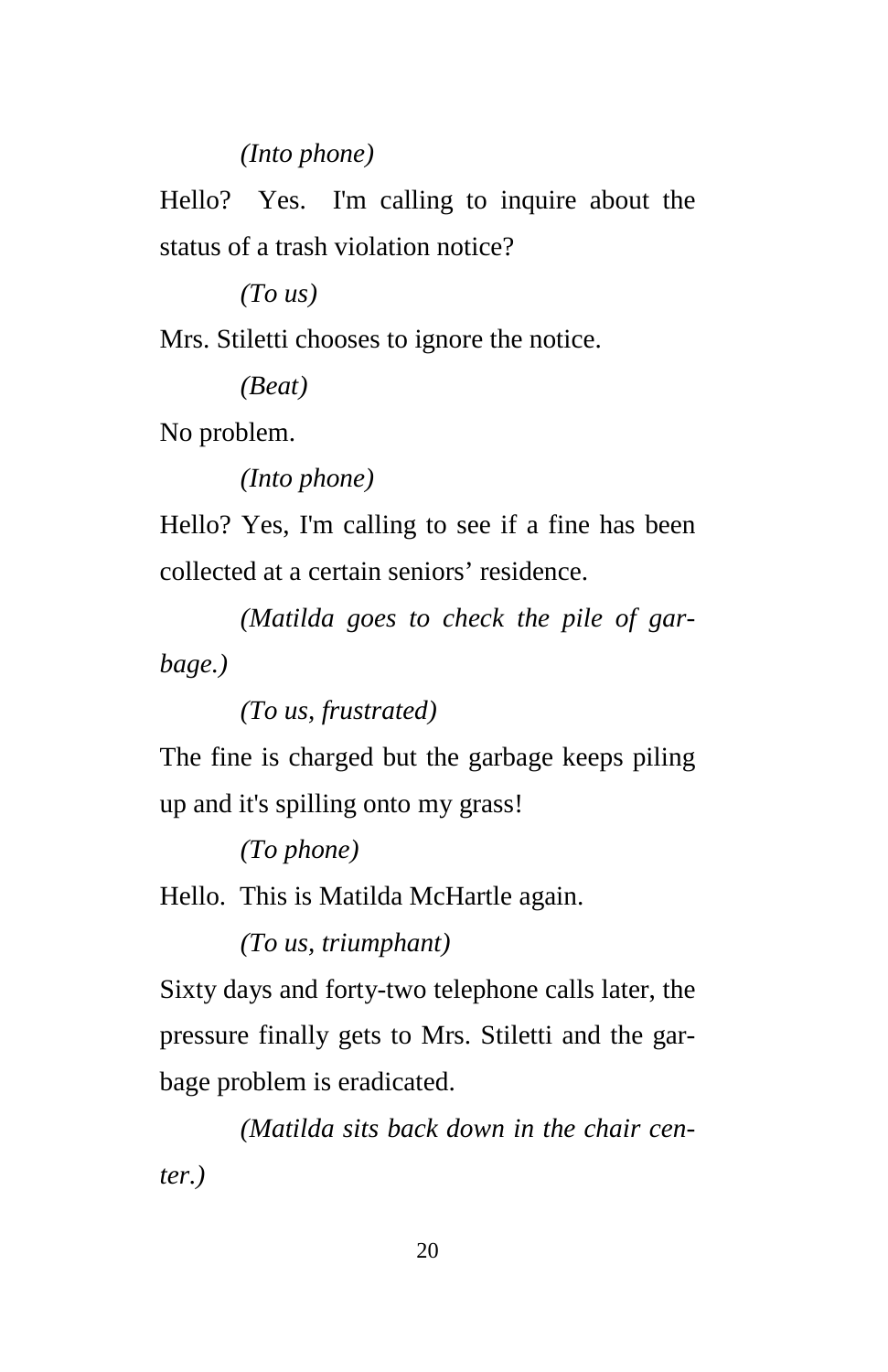*(Into phone)*

Hello?  Yes.  I'm calling to inquire about the status of a trash violation notice?

*(To us)*

Mrs. Stiletti chooses to ignore the notice.

*(Beat)*

No problem.

*(Into phone)*

Hello? Yes, I'm calling to see if a fine has been collected at a certain seniors' residence.

*(Matilda goes to check the pile of garbage.)*

*(To us, frustrated)*

The fine is charged but the garbage keeps piling up and it's spilling onto my grass!

*(To phone)*

Hello.  This is Matilda McHartle again.

*(To us, triumphant)*

Sixty days and forty-two telephone calls later, the pressure finally gets to Mrs. Stiletti and the garbage problem is eradicated.

*(Matilda sits back down in the chair center.)*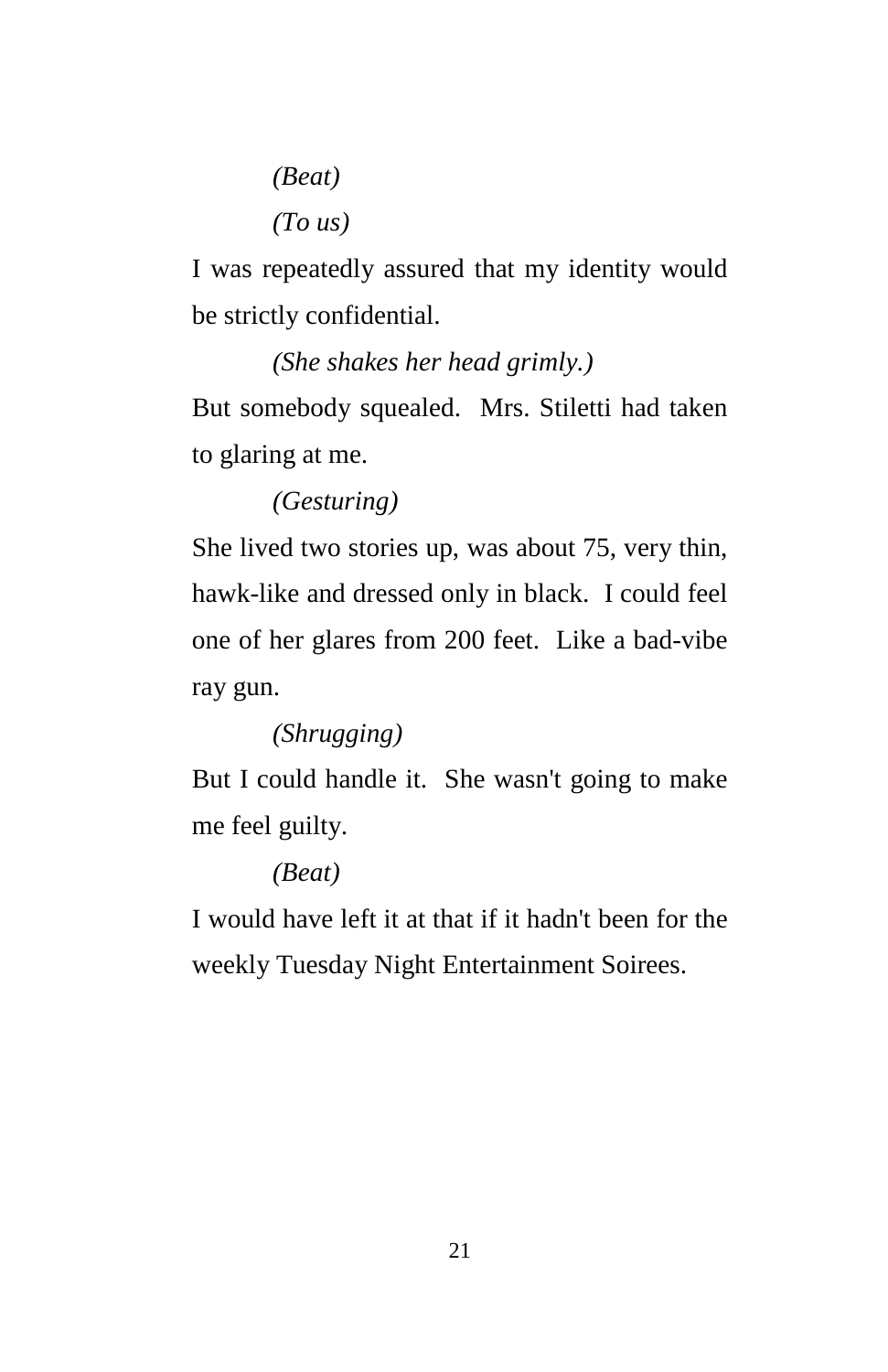*(Beat)*

*(To us)*

I was repeatedly assured that my identity would be strictly confidential.

*(She shakes her head grimly.)*

But somebody squealed.  Mrs. Stiletti had taken to glaring at me.

*(Gesturing)*

She lived two stories up, was about 75, very thin, hawk-like and dressed only in black.  I could feel one of her glares from 200 feet.  Like a bad-vibe ray gun.

*(Shrugging)*

But I could handle it.  She wasn't going to make me feel guilty.

*(Beat)*

I would have left it at that if it hadn't been for the weekly Tuesday Night Entertainment Soirees.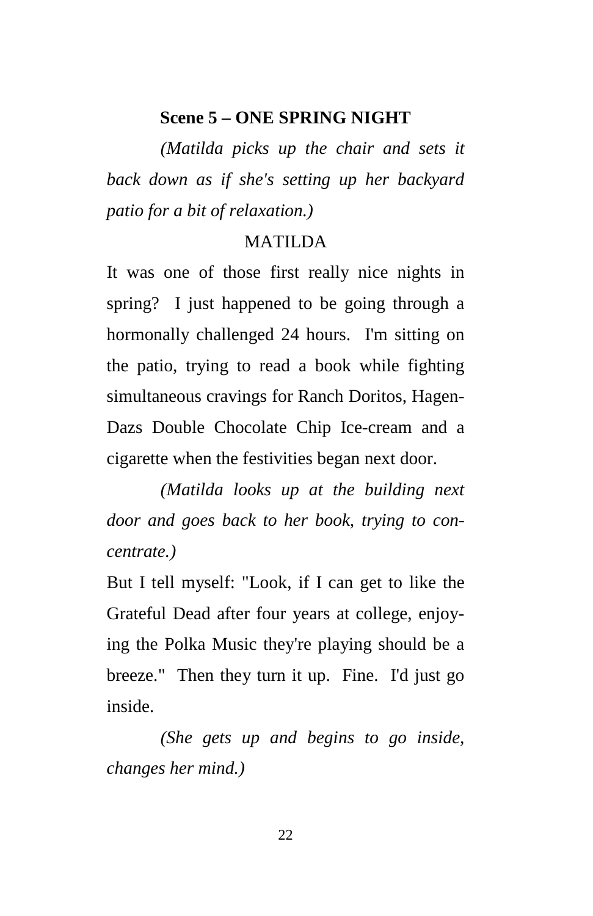**Scene 5 – ONE SPRING NIGHT**

*(Matilda picks up the chair and sets it back down as if she's setting up her backyard patio for a bit of relaxation.)*

MATILDA

It was one of those first really nice nights in spring? I just happened to be going through a hormonally challenged 24 hours. I'm sitting on the patio, trying to read a book while fighting simultaneous cravings for Ranch Doritos, Hagen-Dazs Double Chocolate Chip Ice-cream and a cigarette when the festivities began next door.

*(Matilda looks up at the building next door and goes back to her book, trying to concentrate.)*

But I tell myself: "Look, if I can get to like the Grateful Dead after four years at college, enjoying the Polka Music they're playing should be a breeze." Then they turn it up. Fine. I'd just go inside.

*(She gets up and begins to go inside, changes her mind.)*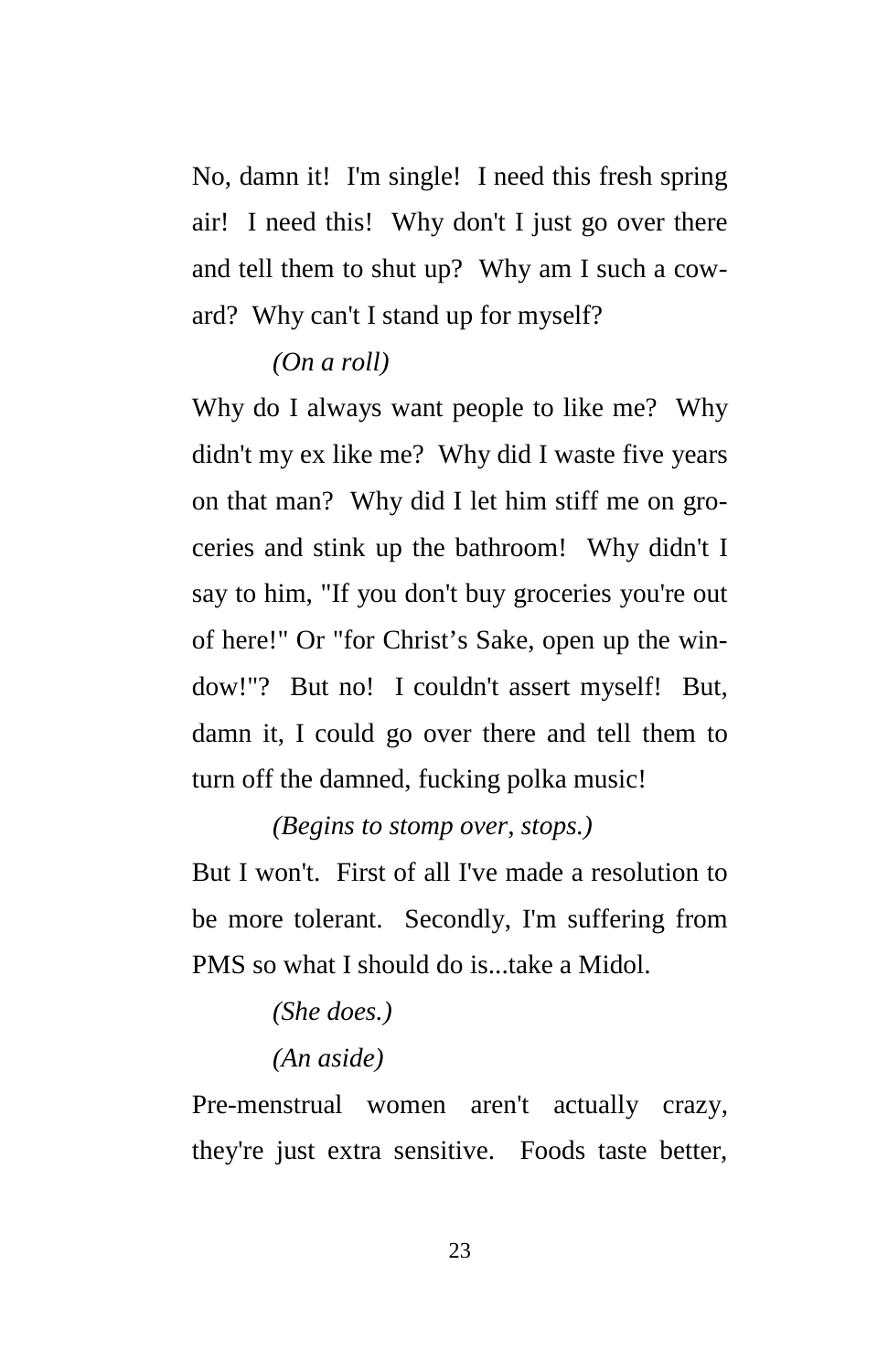No, damn it! I'm single! I need this fresh spring air! I need this! Why don't I just go over there and tell them to shut up? Why am I such a coward? Why can't I stand up for myself?

*(On a roll)*

Why do I always want people to like me? Why didn't my ex like me? Why did I waste five years on that man? Why did I let him stiff me on groceries and stink up the bathroom! Why didn't I say to him, "If you don't buy groceries you're out of here!" Or "for Christ's Sake, open up the window!"? But no! I couldn't assert myself! But, damn it, I could go over there and tell them to turn off the damned, fucking polka music!

*(Begins to stomp over, stops.)*

But I won't. First of all I've made a resolution to be more tolerant. Secondly, I'm suffering from PMS so what I should do is...take a Midol.

*(She does.)*

*(An aside)*

Pre-menstrual women aren't actually crazy, they're just extra sensitive. Foods taste better,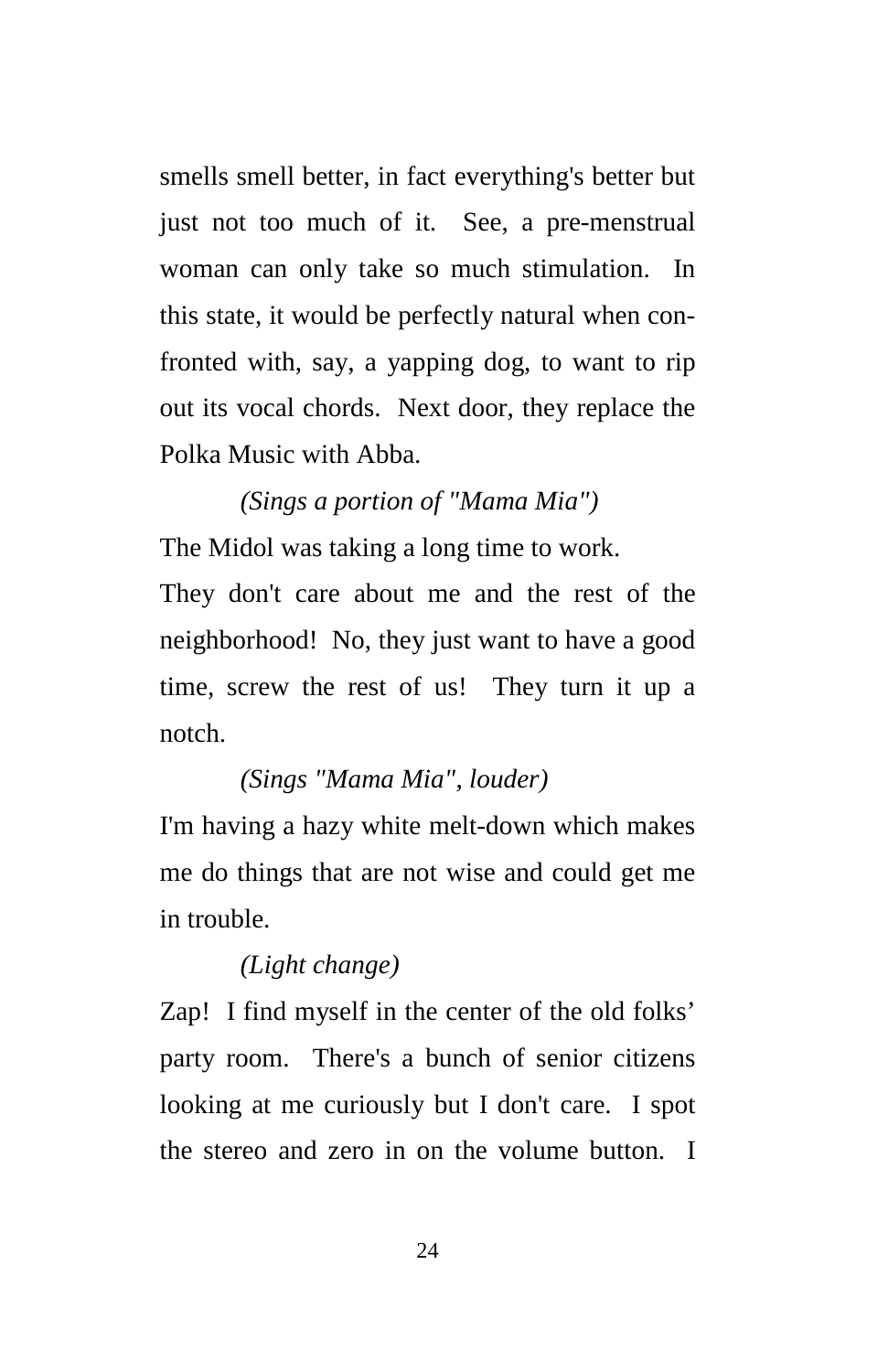smells smell better, in fact everything's better but just not too much of it. See, a pre-menstrual woman can only take so much stimulation. In this state, it would be perfectly natural when confronted with, say, a yapping dog, to want to rip out its vocal chords. Next door, they replace the Polka Music with Abba.

*(Sings a portion of "Mama Mia")*

The Midol was taking a long time to work.

They don't care about me and the rest of the neighborhood! No, they just want to have a good time, screw the rest of us! They turn it up a notch.

*(Sings "Mama Mia", louder)*

I'm having a hazy white melt-down which makes me do things that are not wise and could get me in trouble.

*(Light change)*

Zap! I find myself in the center of the old folks' party room. There's a bunch of senior citizens looking at me curiously but I don't care. I spot the stereo and zero in on the volume button. I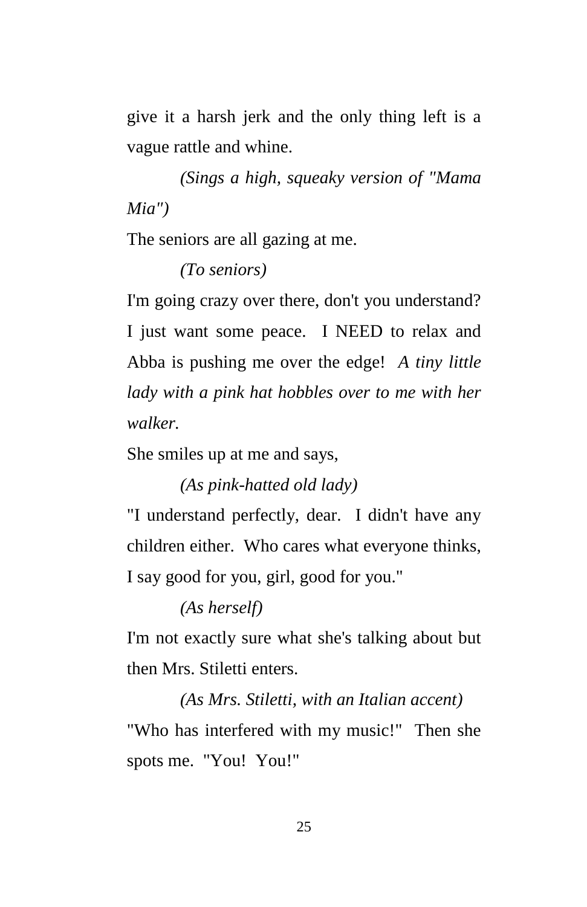give it a harsh jerk and the only thing left is a vague rattle and whine.

*(Sings a high, squeaky version of "Mama Mia")*

The seniors are all gazing at me.

*(To seniors)*

I'm going crazy over there, don't you understand? I just want some peace. I NEED to relax and Abba is pushing me over the edge! *A tiny little lady with a pink hat hobbles over to me with her walker.*

She smiles up at me and says,

*(As pink-hatted old lady)*

"I understand perfectly, dear. I didn't have any children either. Who cares what everyone thinks, I say good for you, girl, good for you."

*(As herself)*

I'm not exactly sure what she's talking about but then Mrs. Stiletti enters.

*(As Mrs. Stiletti, with an Italian accent)*

"Who has interfered with my music!" Then she spots me. "You! You!"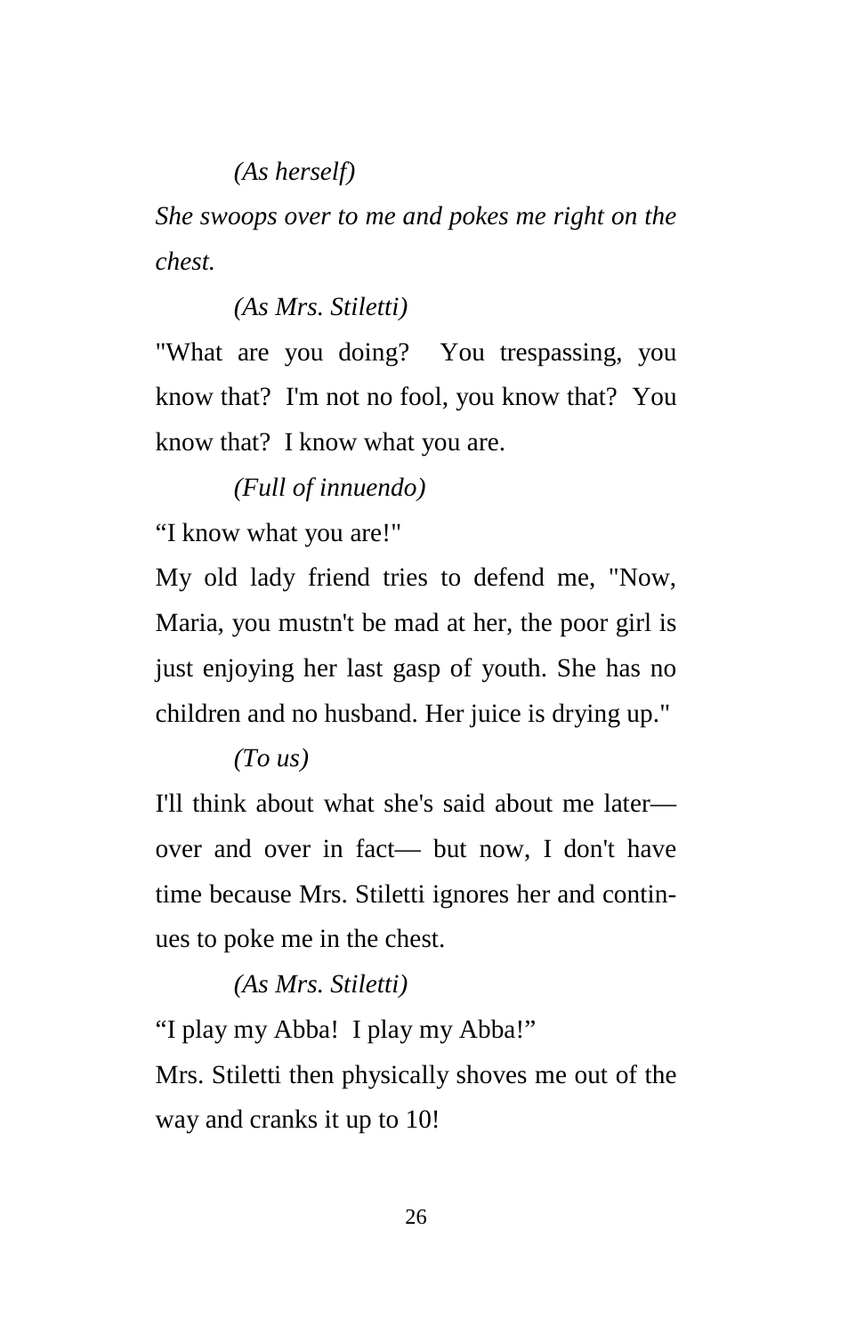*(As herself)*

*She swoops over to me and pokes me right on the chest.*

*(As Mrs. Stiletti)*

"What are you doing? You trespassing, you know that? I'm not no fool, you know that? You know that? I know what you are.

*(Full of innuendo)*

"I know what you are!"

My old lady friend tries to defend me, "Now, Maria, you mustn't be mad at her, the poor girl is just enjoying her last gasp of youth. She has no children and no husband. Her juice is drying up."

*(To us)*

I'll think about what she's said about me later— over and over in fact— but now, I don't have time because Mrs. Stiletti ignores her and continues to poke me in the chest.

*(As Mrs. Stiletti)*

"I play my Abba! I play my Abba!"

Mrs. Stiletti then physically shoves me out of the way and cranks it up to 10!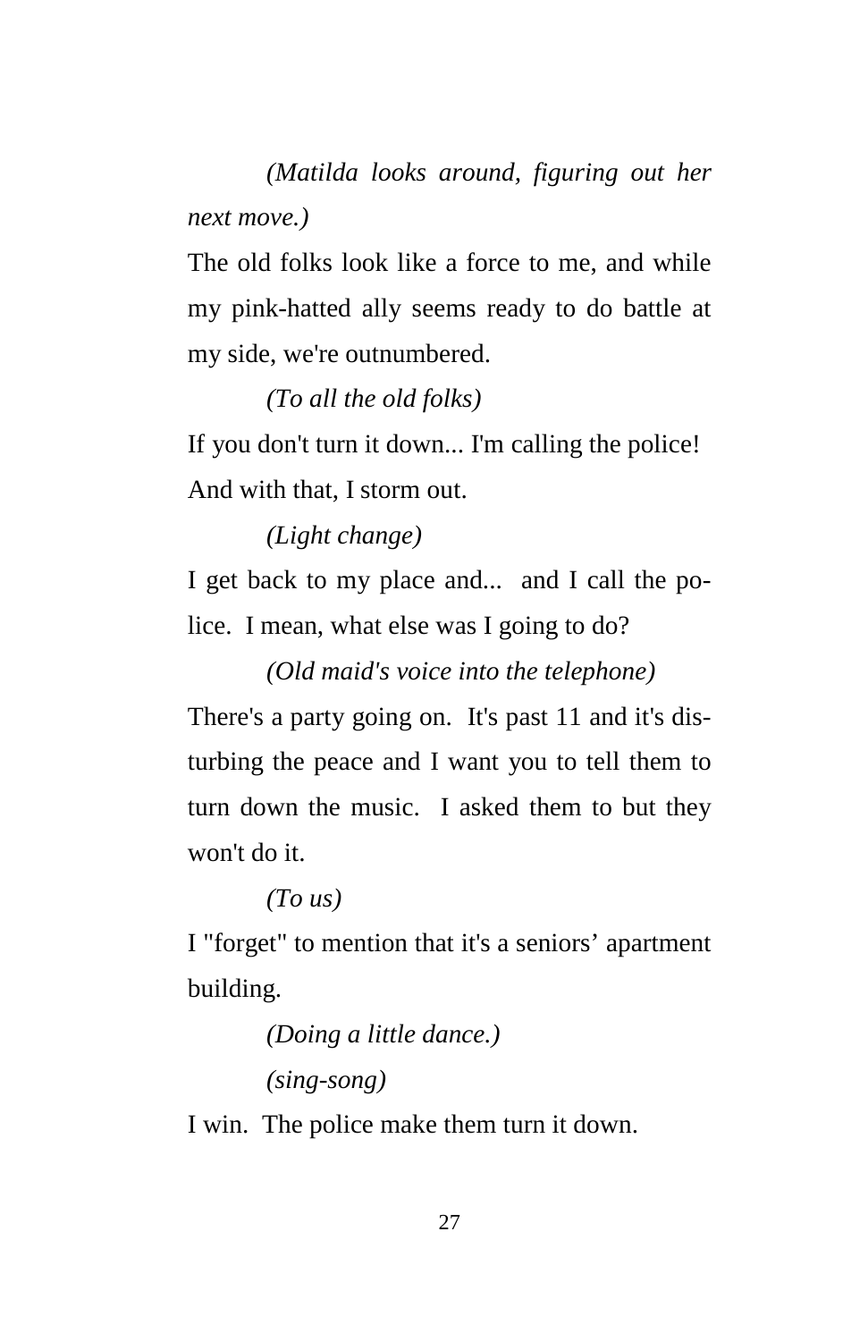*(Matilda looks around, figuring out her next move.)*

The old folks look like a force to me, and while my pink-hatted ally seems ready to do battle at my side, we're outnumbered.

*(To all the old folks)*

If you don't turn it down... I'm calling the police! And with that, I storm out.

*(Light change)*

I get back to my place and... and I call the police. I mean, what else was I going to do?

*(Old maid's voice into the telephone)*

There's a party going on. It's past 11 and it's disturbing the peace and I want you to tell them to turn down the music. I asked them to but they won't do it.

*(To us)*

I "forget" to mention that it's a seniors' apartment building.

*(Doing a little dance.)*

*(sing-song)*

I win. The police make them turn it down.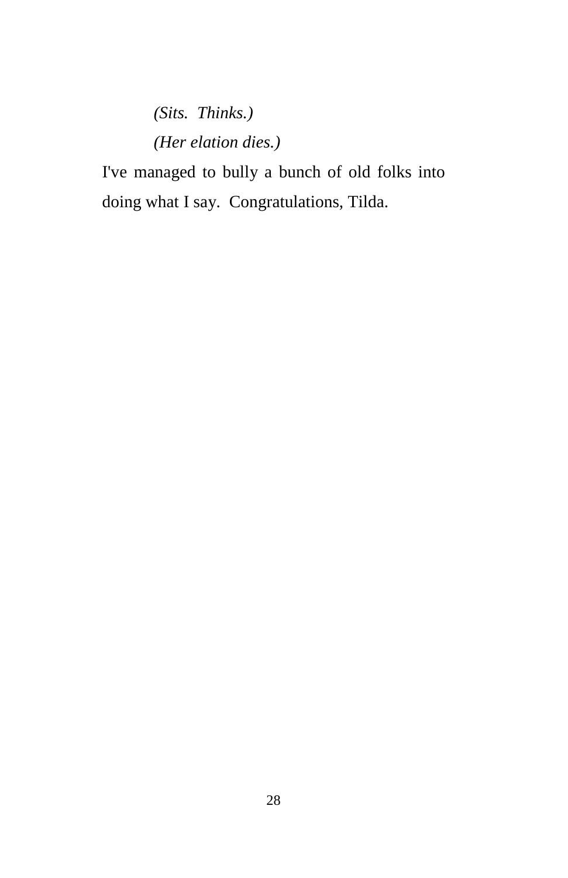*(Sits. Thinks.)*

*(Her elation dies.)*

I've managed to bully a bunch of old folks into doing what I say. Congratulations, Tilda.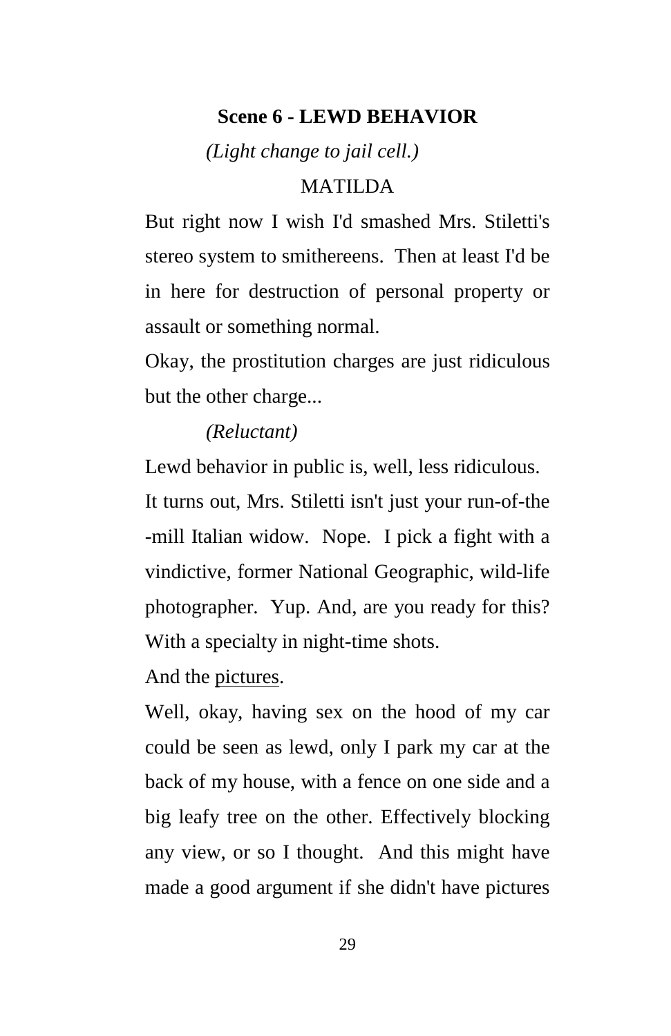**Scene 6 - LEWD BEHAVIOR**

*(Light change to jail cell.)*

MATILDA

But right now I wish I'd smashed Mrs. Stiletti's stereo system to smithereens. Then at least I'd be in here for destruction of personal property or assault or something normal.

Okay, the prostitution charges are just ridiculous but the other charge...

*(Reluctant)*

Lewd behavior in public is, well, less ridiculous.

It turns out, Mrs. Stiletti isn't just your run-of-the-mill Italian widow. Nope. I pick a fight with a vindictive, former National Geographic, wild-life photographer. Yup. And, are you ready for this? With a specialty in night-time shots.

And the <u>pictures</u>.

Well, okay, having sex on the hood of my car could be seen as lewd, only I park my car at the back of my house, with a fence on one side and a big leafy tree on the other. Effectively blocking any view, or so I thought. And this might have made a good argument if she didn't have pictures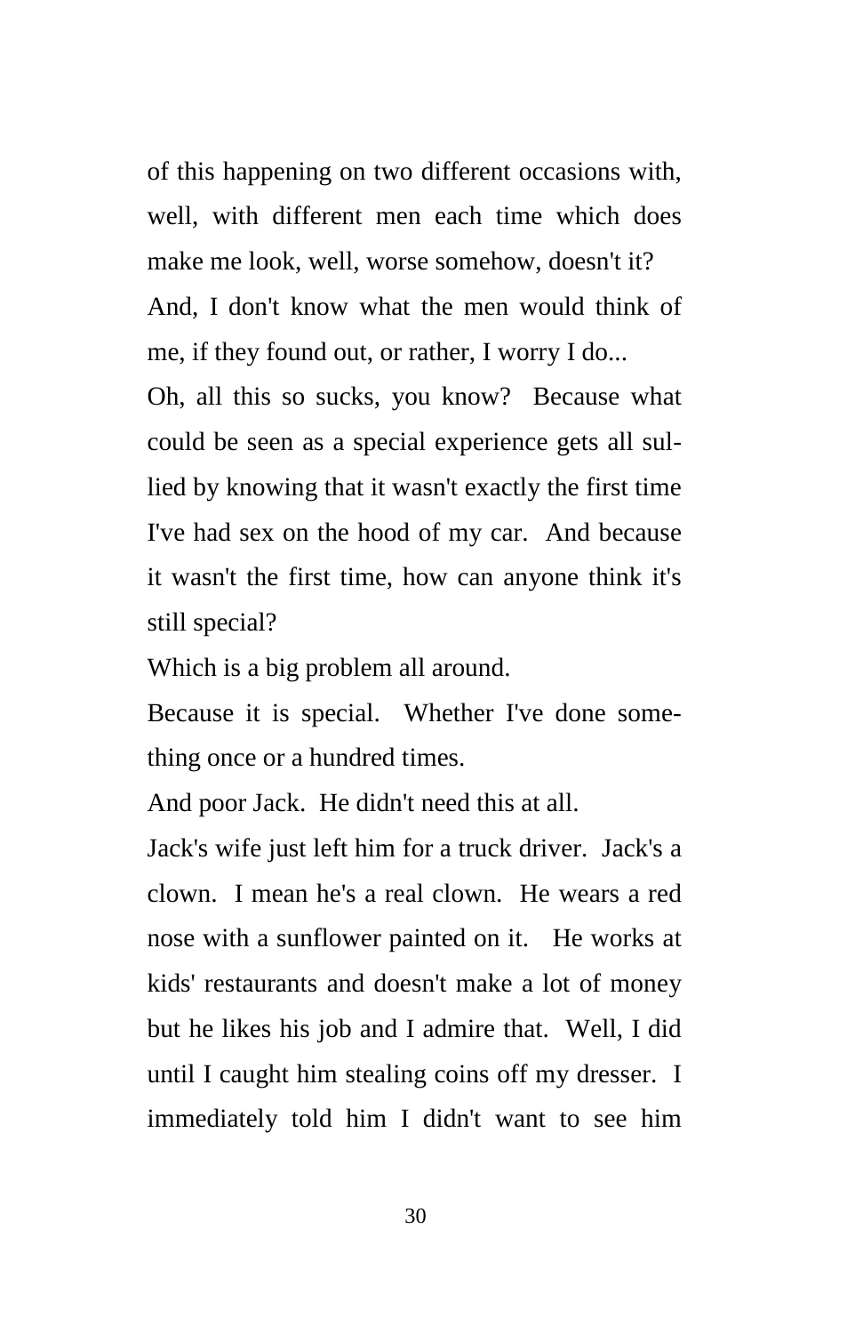of this happening on two different occasions with, well, with different men each time which does make me look, well, worse somehow, doesn't it?

And, I don't know what the men would think of me, if they found out, or rather, I worry I do...

Oh, all this so sucks, you know? Because what could be seen as a special experience gets all sullied by knowing that it wasn't exactly the first time I've had sex on the hood of my car. And because it wasn't the first time, how can anyone think it's still special?

Which is a big problem all around.

Because it is special. Whether I've done something once or a hundred times.

And poor Jack. He didn't need this at all.

Jack's wife just left him for a truck driver. Jack's a clown. I mean he's a real clown. He wears a red nose with a sunflower painted on it. He works at kids' restaurants and doesn't make a lot of money but he likes his job and I admire that. Well, I did until I caught him stealing coins off my dresser. I immediately told him I didn't want to see him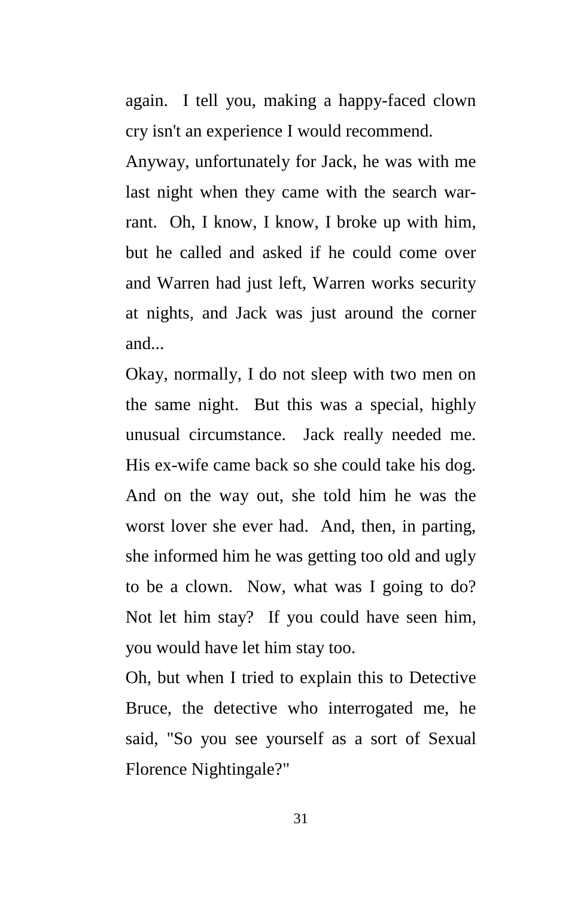again. I tell you, making a happy-faced clown cry isn't an experience I would recommend.

Anyway, unfortunately for Jack, he was with me last night when they came with the search warrant. Oh, I know, I know, I broke up with him, but he called and asked if he could come over and Warren had just left, Warren works security at nights, and Jack was just around the corner and...

Okay, normally, I do not sleep with two men on the same night. But this was a special, highly unusual circumstance. Jack really needed me. His ex-wife came back so she could take his dog. And on the way out, she told him he was the worst lover she ever had. And, then, in parting, she informed him he was getting too old and ugly to be a clown. Now, what was I going to do? Not let him stay? If you could have seen him, you would have let him stay too.

Oh, but when I tried to explain this to Detective Bruce, the detective who interrogated me, he said, "So you see yourself as a sort of Sexual Florence Nightingale?"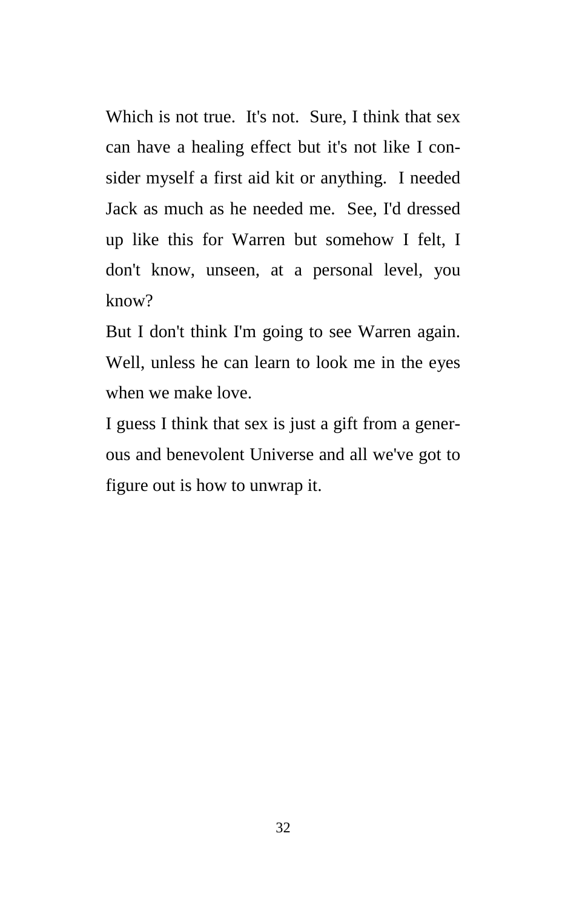Which is not true. It's not. Sure, I think that sex can have a healing effect but it's not like I consider myself a first aid kit or anything. I needed Jack as much as he needed me. See, I'd dressed up like this for Warren but somehow I felt, I don't know, unseen, at a personal level, you know?

But I don't think I'm going to see Warren again. Well, unless he can learn to look me in the eyes when we make love.

I guess I think that sex is just a gift from a generous and benevolent Universe and all we've got to figure out is how to unwrap it.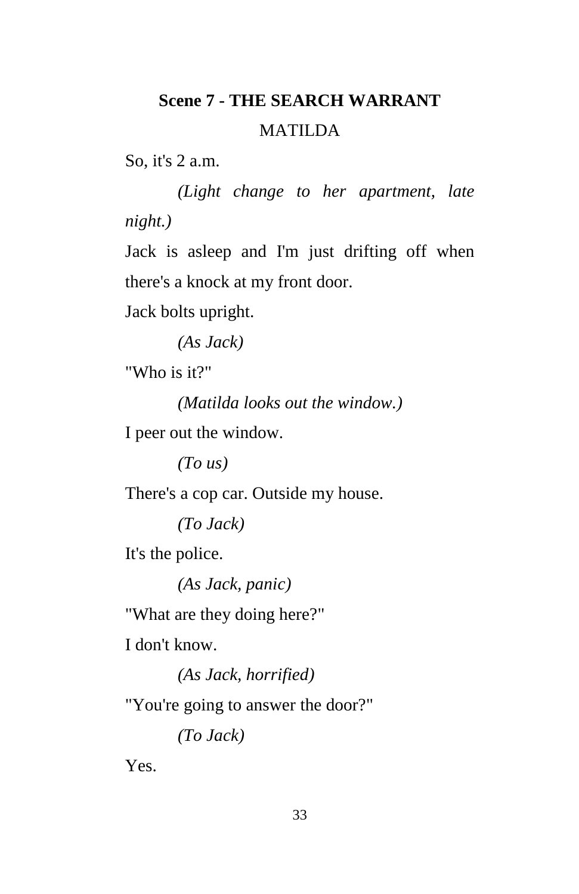### Scene 7 - THE SEARCH WARRANT

MATILDA

So, it's 2 a.m.

*(Light change to her apartment, late night.)*

Jack is asleep and I'm just drifting off when there's a knock at my front door.

Jack bolts upright.

*(As Jack)*

"Who is it?"

*(Matilda looks out the window.)*

I peer out the window.

*(To us)*

There's a cop car. Outside my house.

*(To Jack)*

It's the police.

*(As Jack, panic)*

"What are they doing here?"

I don't know.

*(As Jack, horrified)*

"You're going to answer the door?"

*(To Jack)*

Yes.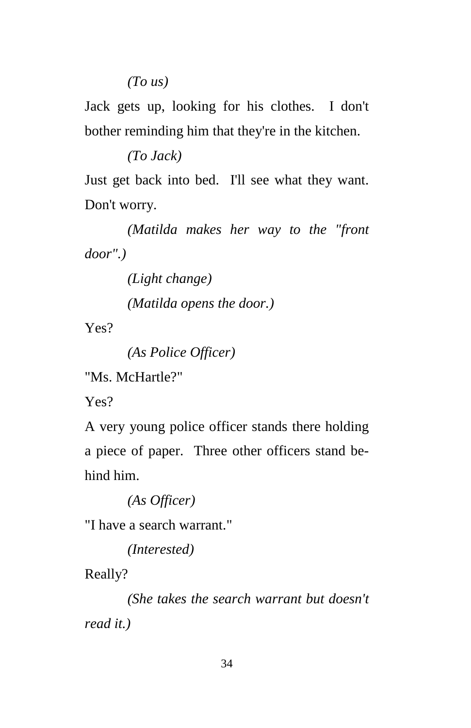*(To us)*

Jack gets up, looking for his clothes. I don't bother reminding him that they're in the kitchen.

*(To Jack)*

Just get back into bed. I'll see what they want. Don't worry.

*(Matilda makes her way to the "front door".)*

*(Light change)*

*(Matilda opens the door.)*

Yes?

*(As Police Officer)*

"Ms. McHartle?"

Yes?

A very young police officer stands there holding a piece of paper. Three other officers stand behind him.

*(As Officer)*

"I have a search warrant."

*(Interested)*

Really?

*(She takes the search warrant but doesn't read it.)*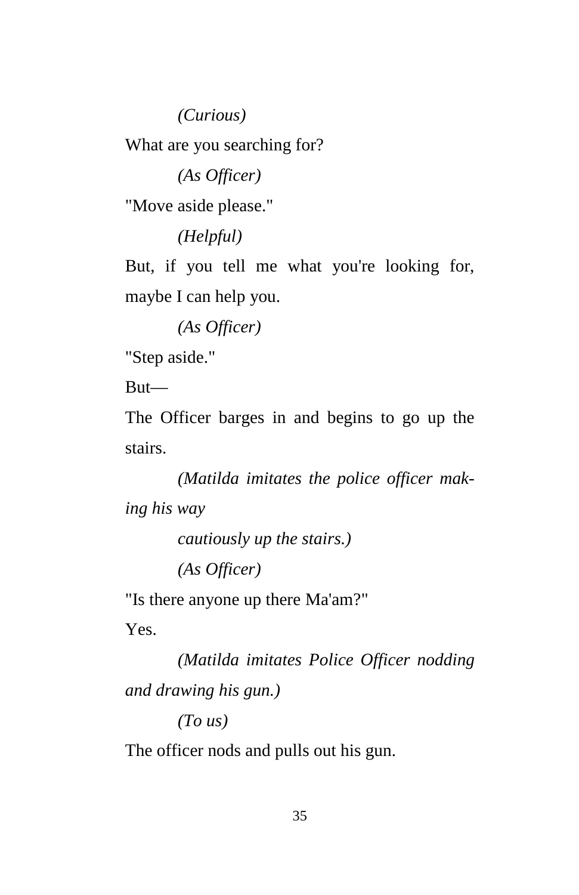*(Curious)*

What are you searching for?

*(As Officer)*

"Move aside please."

*(Helpful)*

But, if you tell me what you're looking for, maybe I can help you.

*(As Officer)*

"Step aside."

But—

The Officer barges in and begins to go up the stairs.

*(Matilda imitates the police officer making his way cautiously up the stairs.)*

*(As Officer)*

"Is there anyone up there Ma'am?"

Yes.

*(Matilda imitates Police Officer nodding and drawing his gun.)*

*(To us)*

The officer nods and pulls out his gun.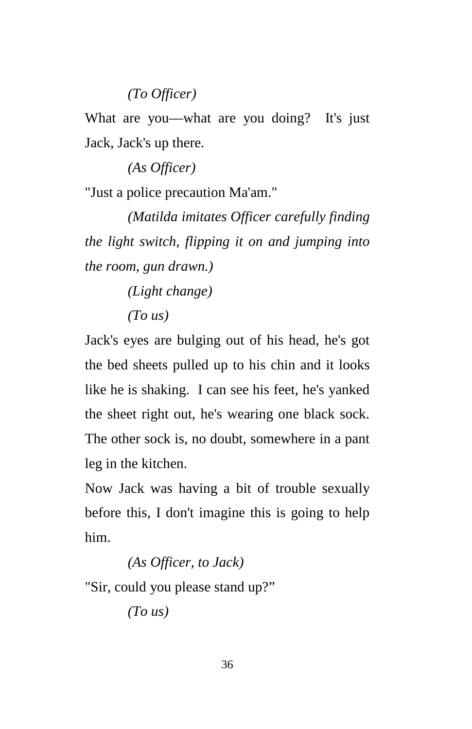*(To Officer)*

What are you—what are you doing? It's just Jack, Jack's up there.

*(As Officer)*

"Just a police precaution Ma'am."

*(Matilda imitates Officer carefully finding the light switch, flipping it on and jumping into the room, gun drawn.)*

*(Light change)*

*(To us)*

Jack's eyes are bulging out of his head, he's got the bed sheets pulled up to his chin and it looks like he is shaking. I can see his feet, he's yanked the sheet right out, he's wearing one black sock. The other sock is, no doubt, somewhere in a pant leg in the kitchen.

Now Jack was having a bit of trouble sexually before this, I don't imagine this is going to help him.

*(As Officer, to Jack)*

"Sir, could you please stand up?"

*(To us)*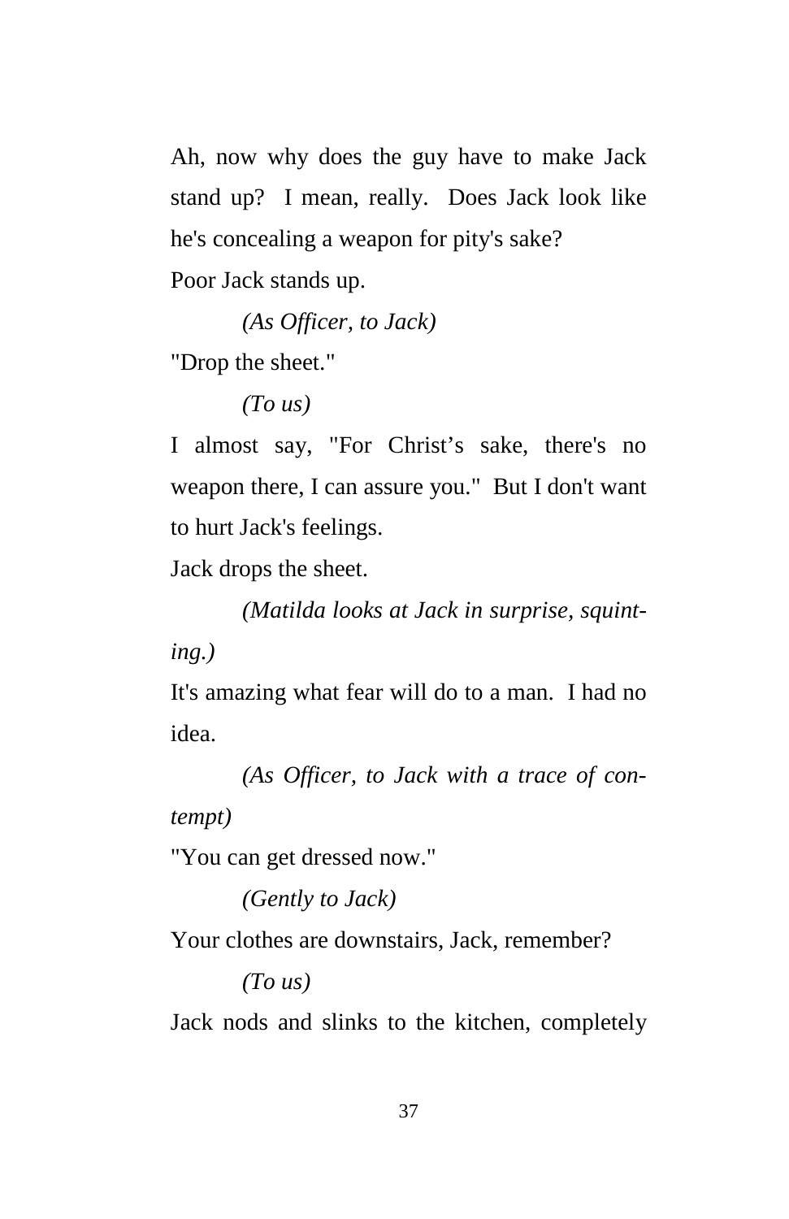Ah, now why does the guy have to make Jack stand up? I mean, really. Does Jack look like he's concealing a weapon for pity's sake?

Poor Jack stands up.

*(As Officer, to Jack)*

"Drop the sheet."

*(To us)*

I almost say, "For Christ's sake, there's no weapon there, I can assure you." But I don't want to hurt Jack's feelings.

Jack drops the sheet.

*(Matilda looks at Jack in surprise, squinting.)*

It's amazing what fear will do to a man. I had no idea.

*(As Officer, to Jack with a trace of contempt)*

"You can get dressed now."

*(Gently to Jack)*

Your clothes are downstairs, Jack, remember?

*(To us)*

Jack nods and slinks to the kitchen, completely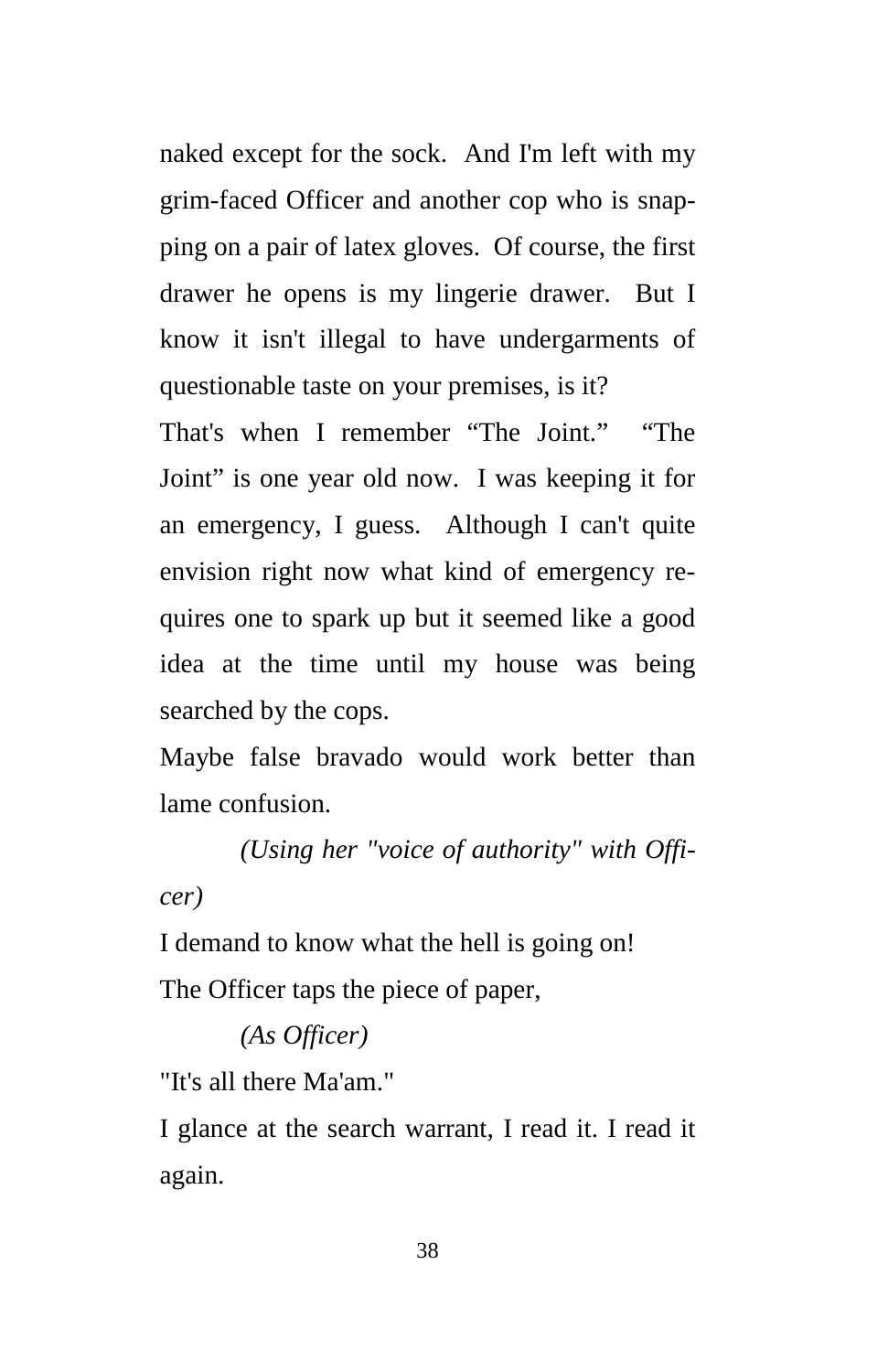naked except for the sock. And I'm left with my grim-faced Officer and another cop who is snapping on a pair of latex gloves. Of course, the first drawer he opens is my lingerie drawer. But I know it isn't illegal to have undergarments of questionable taste on your premises, is it?

That's when I remember “The Joint.” “The Joint” is one year old now. I was keeping it for an emergency, I guess. Although I can't quite envision right now what kind of emergency requires one to spark up but it seemed like a good idea at the time until my house was being searched by the cops.

Maybe false bravado would work better than lame confusion.

*(Using her "voice of authority" with Officer)*

I demand to know what the hell is going on!

The Officer taps the piece of paper,

*(As Officer)*

"It's all there Ma'am."

I glance at the search warrant, I read it. I read it again.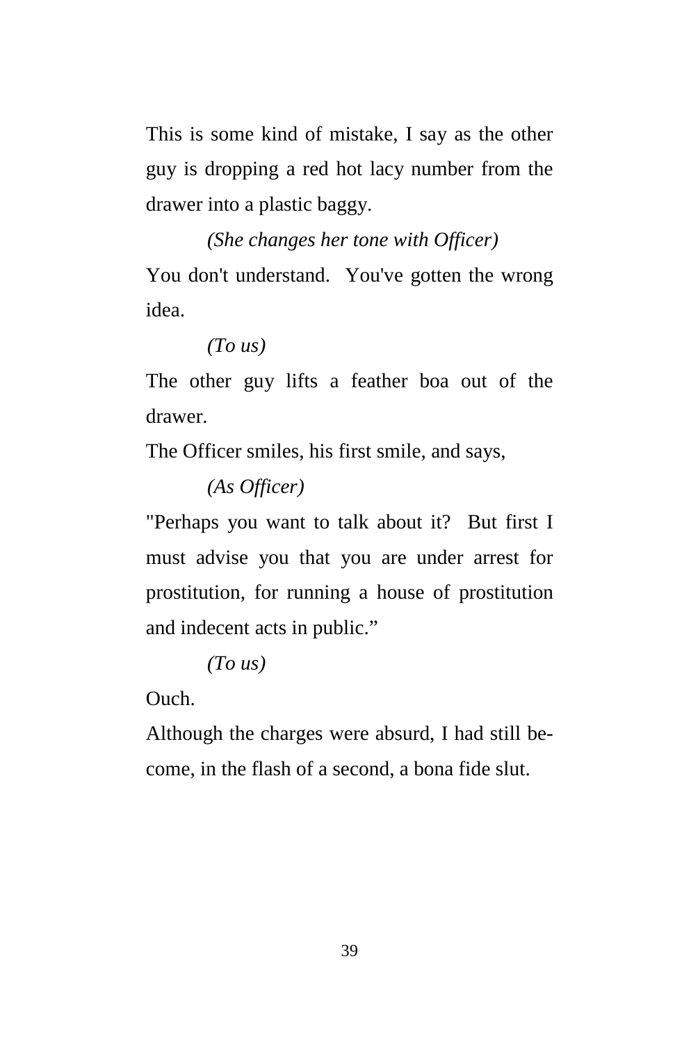This is some kind of mistake, I say as the other guy is dropping a red hot lacy number from the drawer into a plastic baggy.

*(She changes her tone with Officer)*

You don't understand. You've gotten the wrong idea.

*(To us)*

The other guy lifts a feather boa out of the drawer.

The Officer smiles, his first smile, and says,

*(As Officer)*

"Perhaps you want to talk about it? But first I must advise you that you are under arrest for prostitution, for running a house of prostitution and indecent acts in public."

*(To us)*

Ouch.

Although the charges were absurd, I had still become, in the flash of a second, a bona fide slut.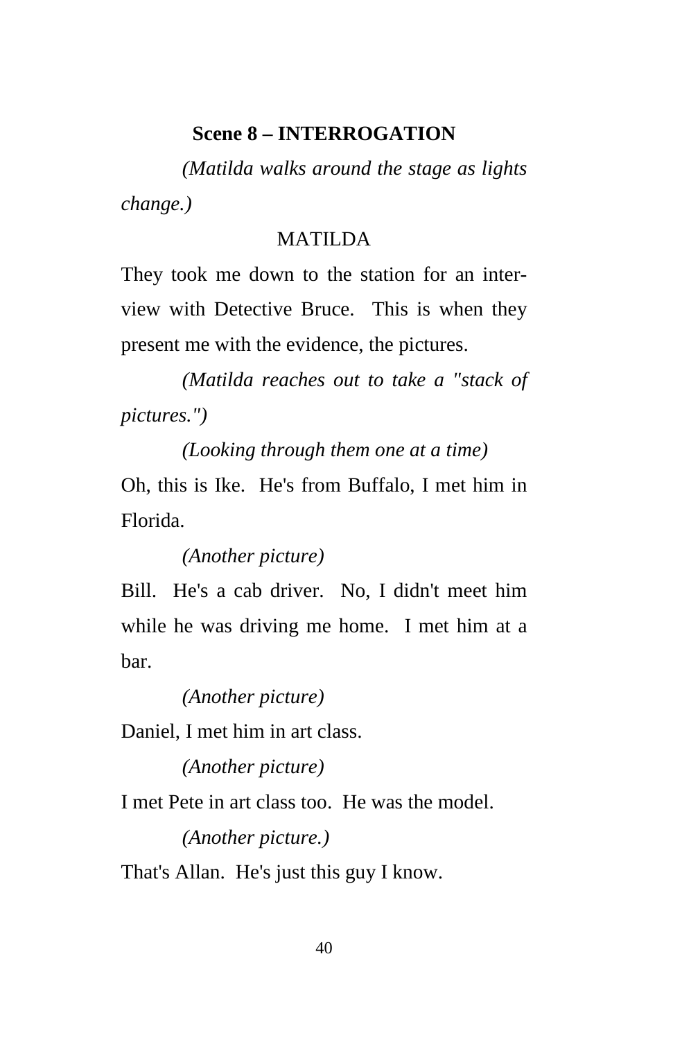**Scene 8 – INTERROGATION**

*(Matilda walks around the stage as lights change.)*

MATILDA

They took me down to the station for an interview with Detective Bruce. This is when they present me with the evidence, the pictures.

*(Matilda reaches out to take a "stack of pictures.")*

*(Looking through them one at a time)*

Oh, this is Ike. He's from Buffalo, I met him in Florida.

*(Another picture)*

Bill. He's a cab driver. No, I didn't meet him while he was driving me home. I met him at a bar.

*(Another picture)*

Daniel, I met him in art class.

*(Another picture)*

I met Pete in art class too. He was the model.

*(Another picture.)*

That's Allan. He's just this guy I know.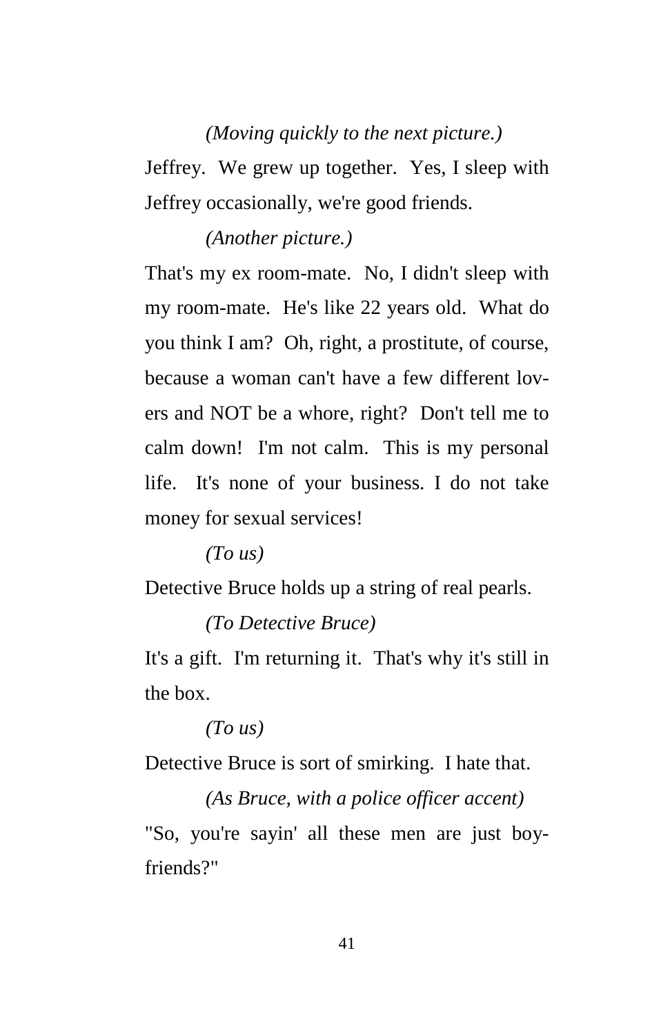*(Moving quickly to the next picture.)*

Jeffrey. We grew up together. Yes, I sleep with Jeffrey occasionally, we're good friends.

*(Another picture.)*

That's my ex room-mate. No, I didn't sleep with my room-mate. He's like 22 years old. What do you think I am? Oh, right, a prostitute, of course, because a woman can't have a few different lovers and NOT be a whore, right? Don't tell me to calm down! I'm not calm. This is my personal life. It's none of your business. I do not take money for sexual services!

*(To us)*

Detective Bruce holds up a string of real pearls.

*(To Detective Bruce)*

It's a gift. I'm returning it. That's why it's still in the box.

*(To us)*

Detective Bruce is sort of smirking. I hate that.

*(As Bruce, with a police officer accent)*

"So, you're sayin' all these men are just boyfriends?"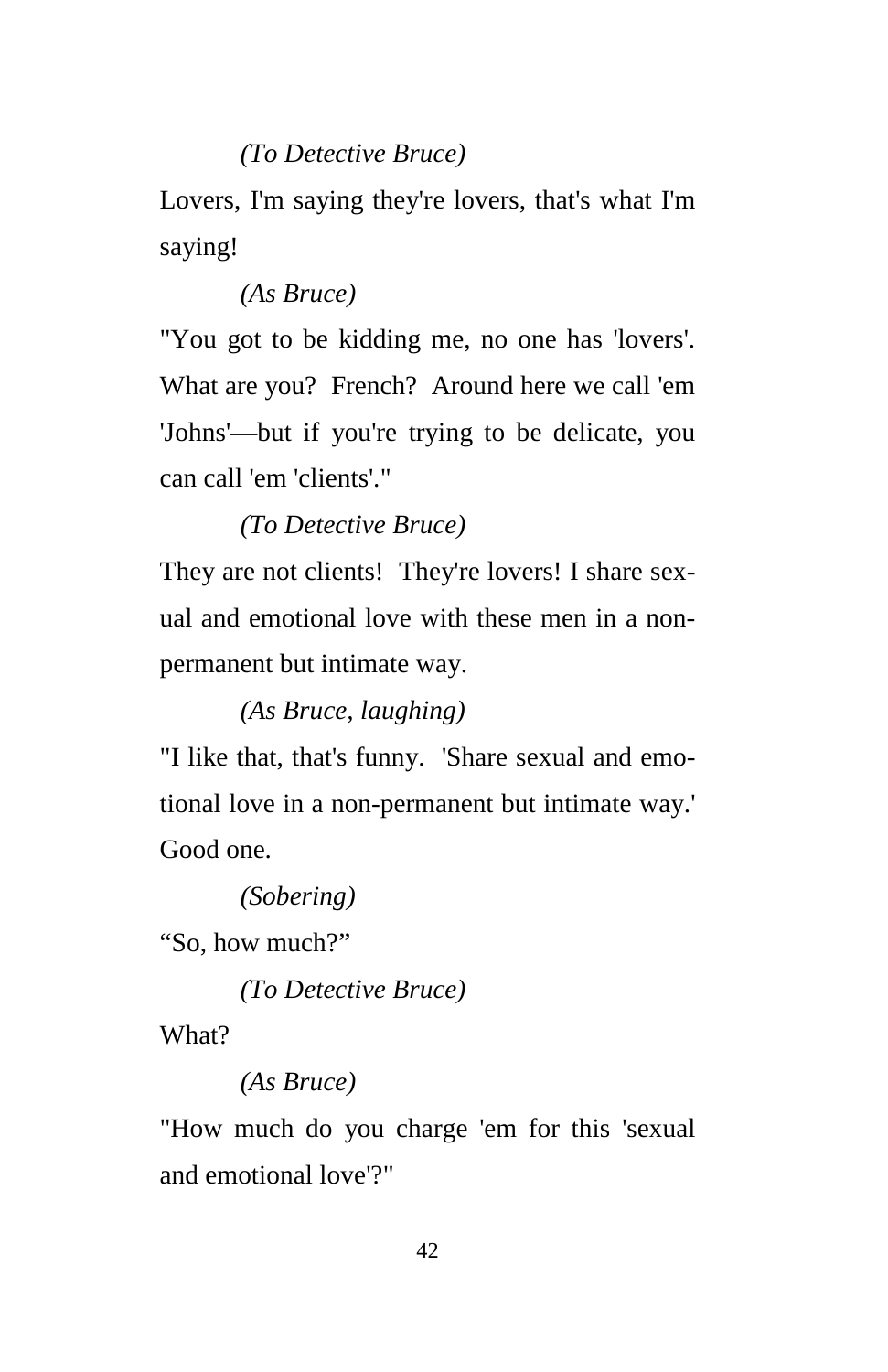*(To Detective Bruce)*

Lovers, I'm saying they're lovers, that's what I'm saying!

*(As Bruce)*

"You got to be kidding me, no one has 'lovers'. What are you? French? Around here we call 'em 'Johns'—but if you're trying to be delicate, you can call 'em 'clients'."

*(To Detective Bruce)*

They are not clients! They're lovers! I share sexual and emotional love with these men in a non-permanent but intimate way.

*(As Bruce, laughing)*

"I like that, that's funny. 'Share sexual and emotional love in a non-permanent but intimate way.' Good one.

*(Sobering)*

"So, how much?"

*(To Detective Bruce)*

What?

*(As Bruce)*

"How much do you charge 'em for this 'sexual and emotional love'?"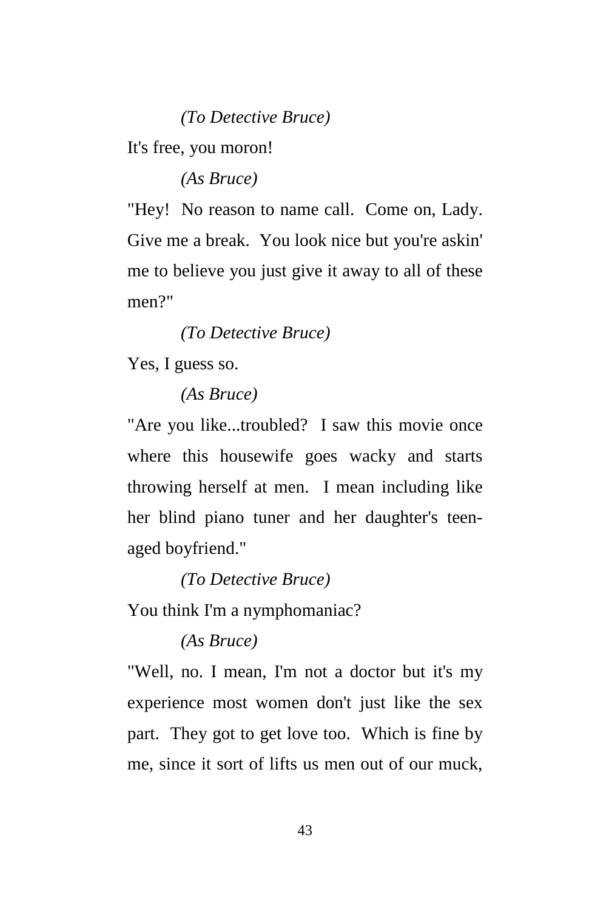*(To Detective Bruce)*

It's free, you moron!

*(As Bruce)*

"Hey!  No reason to name call.  Come on, Lady.  Give me a break.  You look nice but you're askin' me to believe you just give it away to all of these men?"

*(To Detective Bruce)*

Yes, I guess so.

*(As Bruce)*

"Are you like...troubled?  I saw this movie once where this housewife goes wacky and starts throwing herself at men.  I mean including like her blind piano tuner and her daughter's teen-aged boyfriend."

*(To Detective Bruce)*

You think I'm a nymphomaniac?

*(As Bruce)*

"Well, no. I mean, I'm not a doctor but it's my experience most women don't just like the sex part.  They got to get love too.  Which is fine by me, since it sort of lifts us men out of our muck,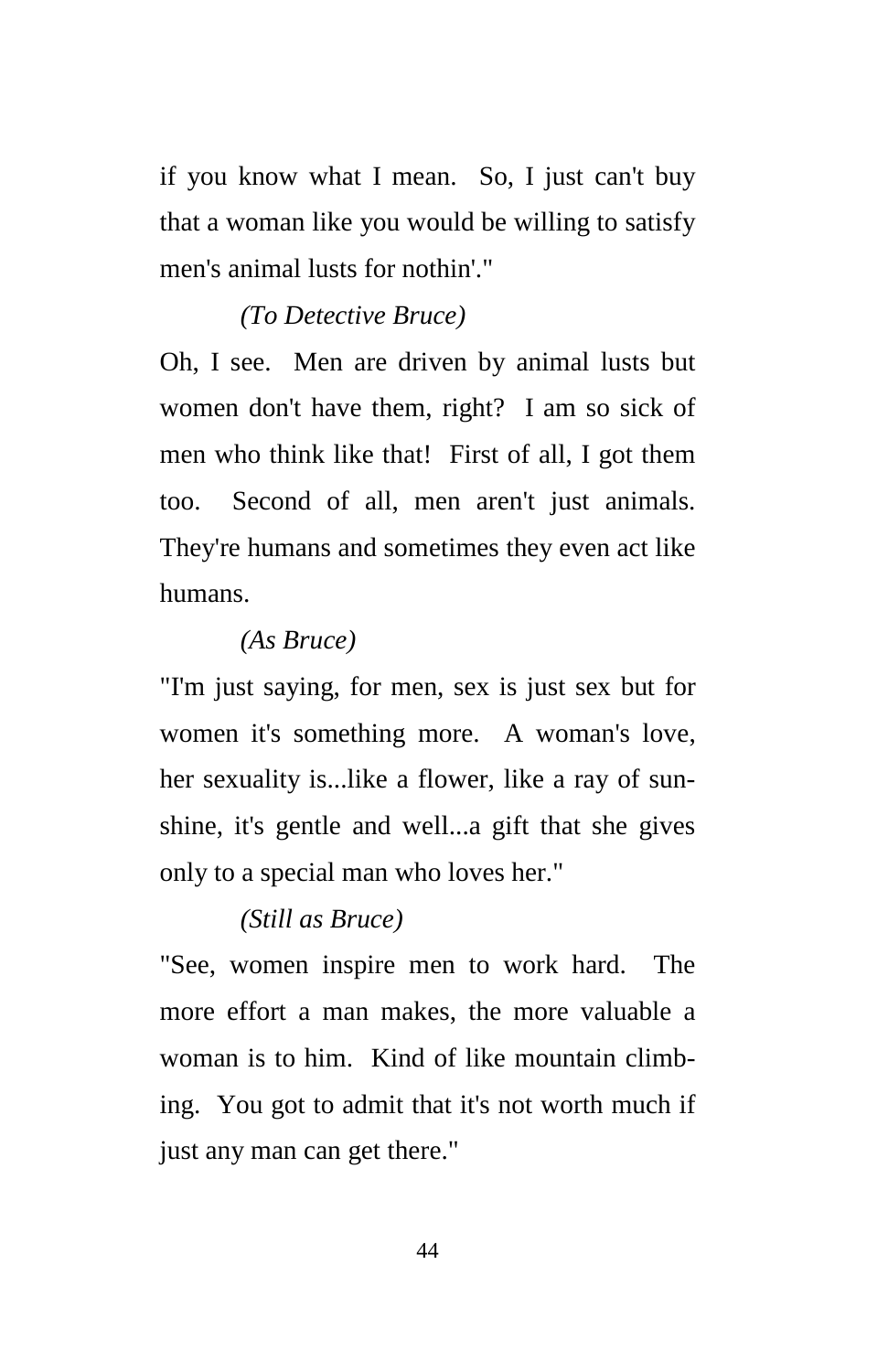if you know what I mean. So, I just can't buy that a woman like you would be willing to satisfy men's animal lusts for nothin'."

*(To Detective Bruce)*

Oh, I see. Men are driven by animal lusts but women don't have them, right? I am so sick of men who think like that! First of all, I got them too. Second of all, men aren't just animals. They're humans and sometimes they even act like humans.

*(As Bruce)*

"I'm just saying, for men, sex is just sex but for women it's something more. A woman's love, her sexuality is...like a flower, like a ray of sunshine, it's gentle and well...a gift that she gives only to a special man who loves her."

*(Still as Bruce)*

"See, women inspire men to work hard. The more effort a man makes, the more valuable a woman is to him. Kind of like mountain climbing. You got to admit that it's not worth much if just any man can get there."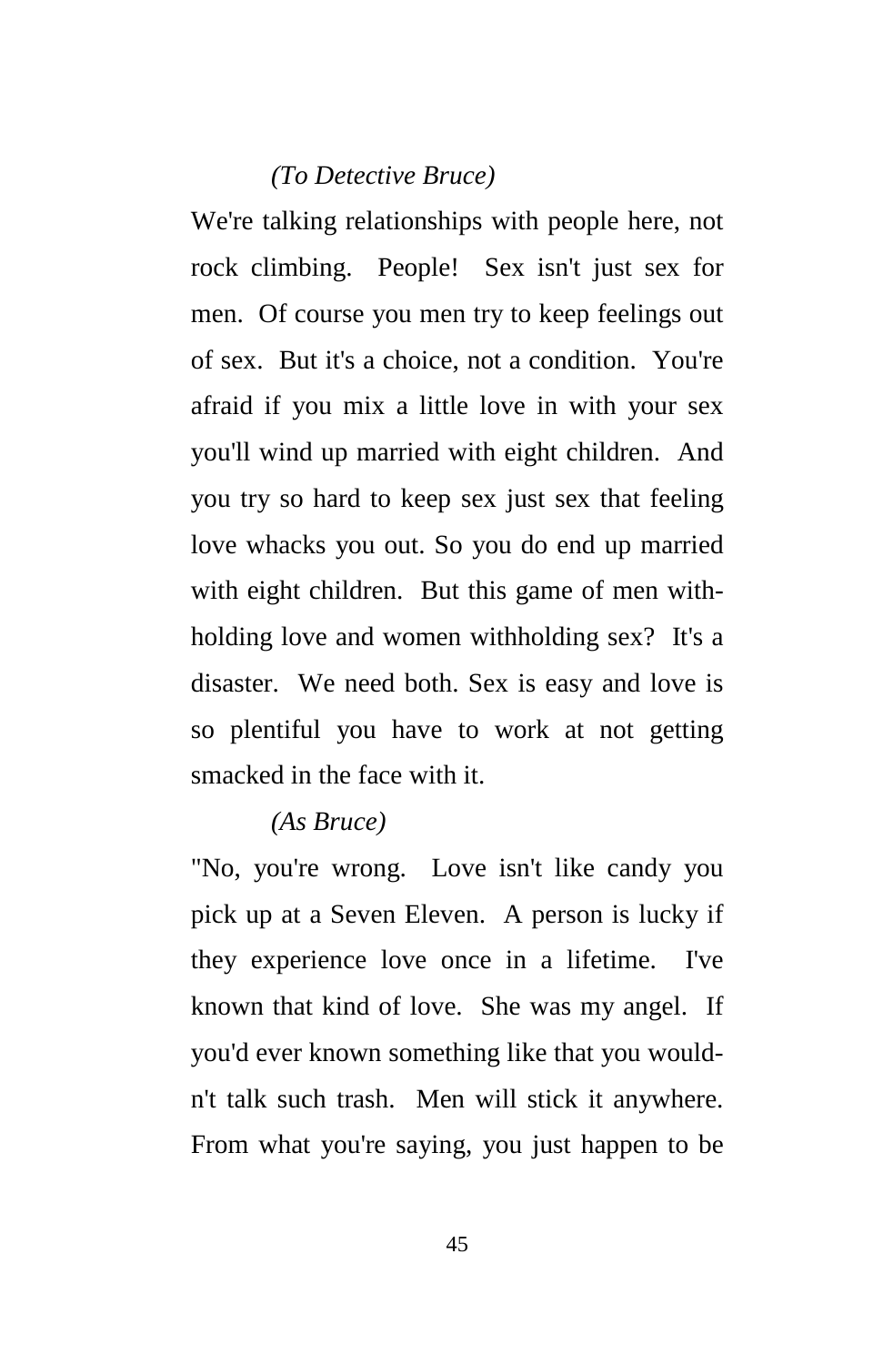*(To Detective Bruce)*

We're talking relationships with people here, not rock climbing. People! Sex isn't just sex for men. Of course you men try to keep feelings out of sex. But it's a choice, not a condition. You're afraid if you mix a little love in with your sex you'll wind up married with eight children. And you try so hard to keep sex just sex that feeling love whacks you out. So you do end up married with eight children. But this game of men withholding love and women withholding sex? It's a disaster. We need both. Sex is easy and love is so plentiful you have to work at not getting smacked in the face with it.

*(As Bruce)*

"No, you're wrong. Love isn't like candy you pick up at a Seven Eleven. A person is lucky if they experience love once in a lifetime. I've known that kind of love. She was my angel. If you'd ever known something like that you wouldn't talk such trash. Men will stick it anywhere. From what you're saying, you just happen to be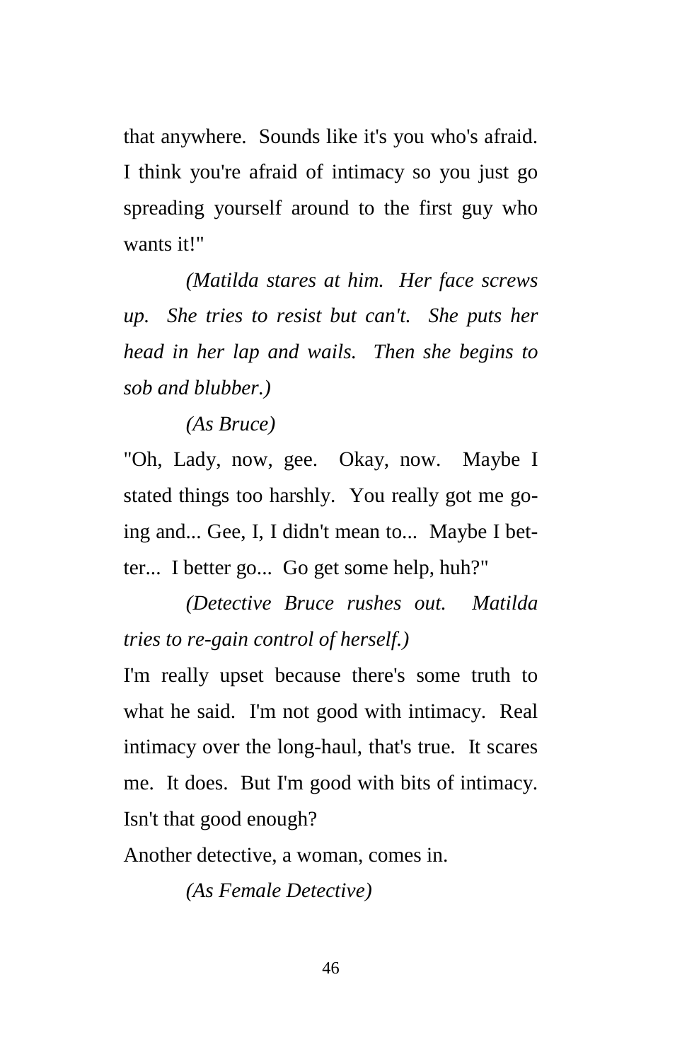that anywhere. Sounds like it's you who's afraid. I think you're afraid of intimacy so you just go spreading yourself around to the first guy who wants it!"

*(Matilda stares at him. Her face screws up. She tries to resist but can't. She puts her head in her lap and wails. Then she begins to sob and blubber.)*

*(As Bruce)*

"Oh, Lady, now, gee. Okay, now. Maybe I stated things too harshly. You really got me going and... Gee, I, I didn't mean to... Maybe I better... I better go... Go get some help, huh?"

*(Detective Bruce rushes out. Matilda tries to re-gain control of herself.)*

I'm really upset because there's some truth to what he said. I'm not good with intimacy. Real intimacy over the long-haul, that's true. It scares me. It does. But I'm good with bits of intimacy. Isn't that good enough?

Another detective, a woman, comes in.

*(As Female Detective)*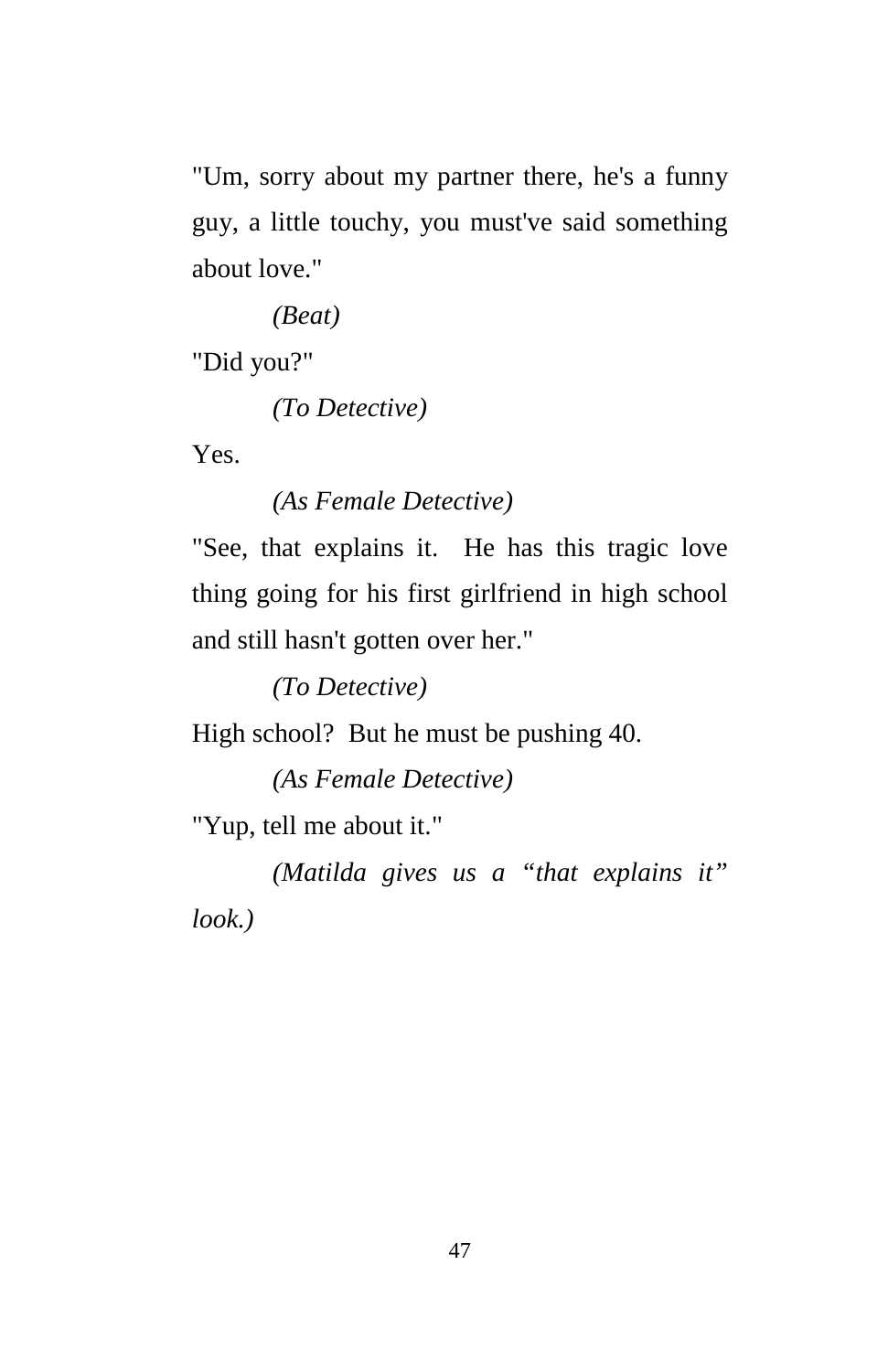"Um, sorry about my partner there, he's a funny guy, a little touchy, you must've said something about love."

*(Beat)*

"Did you?"

*(To Detective)*

Yes.

*(As Female Detective)*

"See, that explains it.  He has this tragic love thing going for his first girlfriend in high school and still hasn't gotten over her."

*(To Detective)*

High school?  But he must be pushing 40.

*(As Female Detective)*

"Yup, tell me about it."

*(Matilda gives us a "that explains it" look.)*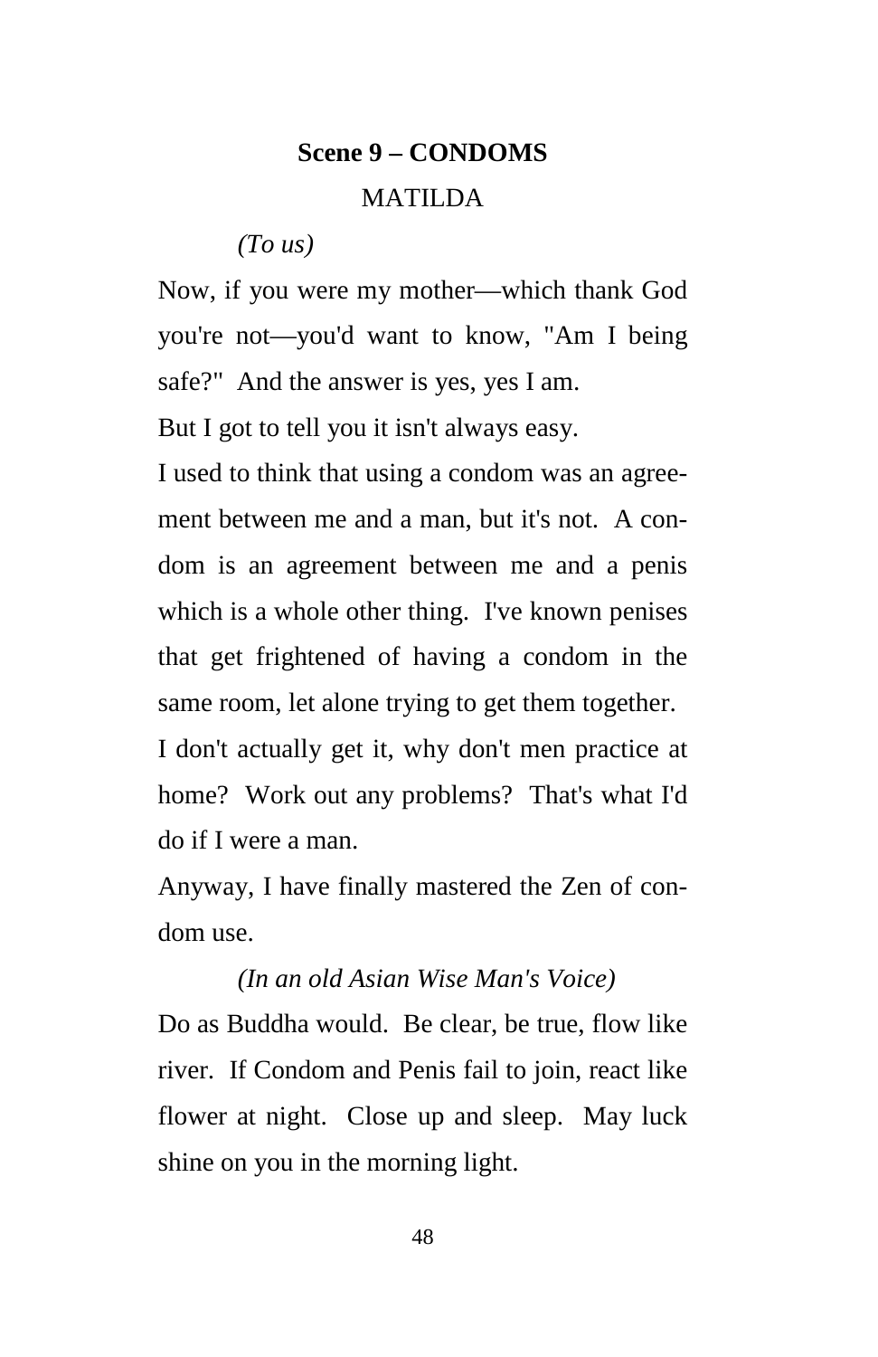**Scene 9 – CONDOMS**

MATILDA

*(To us)*

Now, if you were my mother—which thank God you're not—you'd want to know, "Am I being safe?" And the answer is yes, yes I am.

But I got to tell you it isn't always easy.

I used to think that using a condom was an agreement between me and a man, but it's not. A condom is an agreement between me and a penis which is a whole other thing. I've known penises that get frightened of having a condom in the same room, let alone trying to get them together.

I don't actually get it, why don't men practice at home? Work out any problems? That's what I'd do if I were a man.

Anyway, I have finally mastered the Zen of condom use.

*(In an old Asian Wise Man's Voice)*

Do as Buddha would. Be clear, be true, flow like river. If Condom and Penis fail to join, react like flower at night. Close up and sleep. May luck shine on you in the morning light.